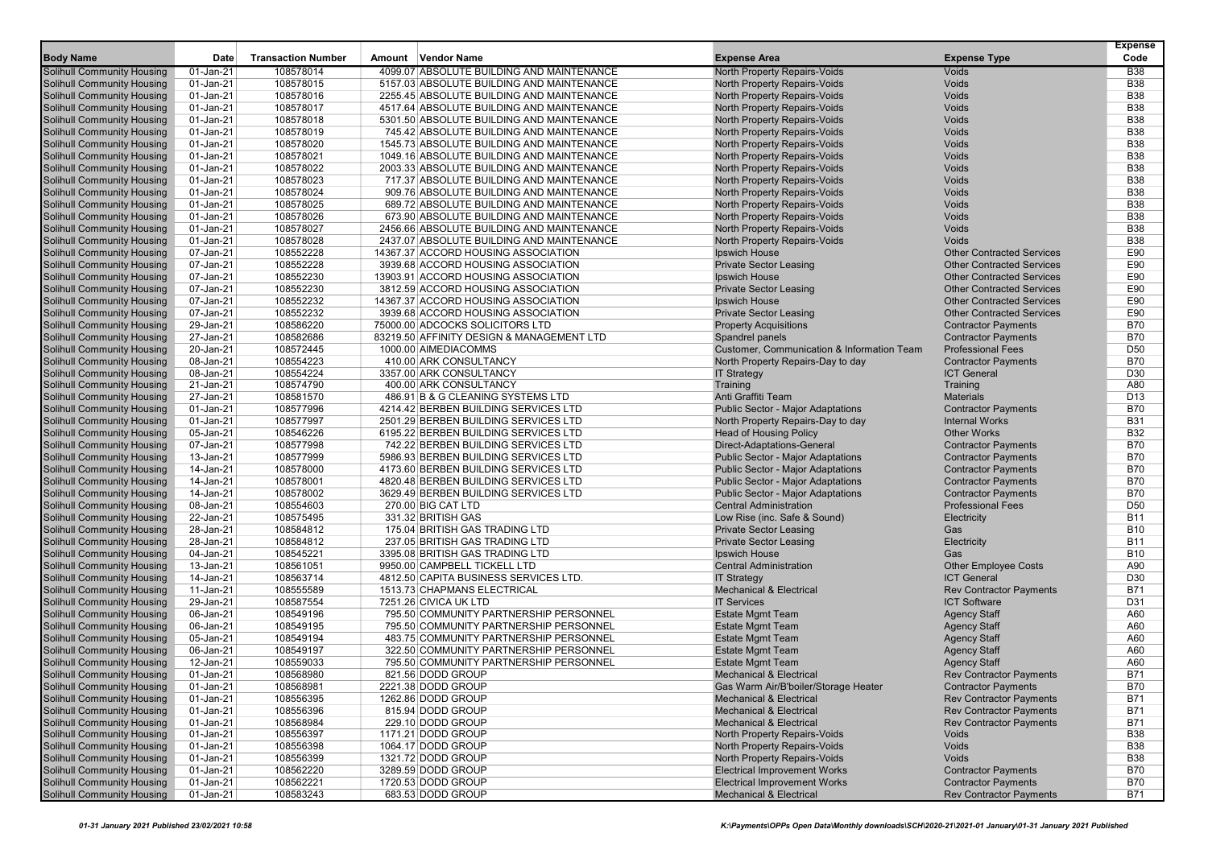| Body Name | Date | Transaction Number | Amount | Vendor Name | Expense Area | Expense Type | Expense Code |
|---|---|---|---|---|---|---|---|
| Solihull Community Housing | 01-Jan-21 | 108578014 | 4099.07 | ABSOLUTE BUILDING AND MAINTENANCE | North Property Repairs-Voids | Voids | B38 |
| Solihull Community Housing | 01-Jan-21 | 108578015 | 5157.03 | ABSOLUTE BUILDING AND MAINTENANCE | North Property Repairs-Voids | Voids | B38 |
| Solihull Community Housing | 01-Jan-21 | 108578016 | 2255.45 | ABSOLUTE BUILDING AND MAINTENANCE | North Property Repairs-Voids | Voids | B38 |
| Solihull Community Housing | 01-Jan-21 | 108578017 | 4517.64 | ABSOLUTE BUILDING AND MAINTENANCE | North Property Repairs-Voids | Voids | B38 |
| Solihull Community Housing | 01-Jan-21 | 108578018 | 5301.50 | ABSOLUTE BUILDING AND MAINTENANCE | North Property Repairs-Voids | Voids | B38 |
| Solihull Community Housing | 01-Jan-21 | 108578019 | 745.42 | ABSOLUTE BUILDING AND MAINTENANCE | North Property Repairs-Voids | Voids | B38 |
| Solihull Community Housing | 01-Jan-21 | 108578020 | 1545.73 | ABSOLUTE BUILDING AND MAINTENANCE | North Property Repairs-Voids | Voids | B38 |
| Solihull Community Housing | 01-Jan-21 | 108578021 | 1049.16 | ABSOLUTE BUILDING AND MAINTENANCE | North Property Repairs-Voids | Voids | B38 |
| Solihull Community Housing | 01-Jan-21 | 108578022 | 2003.33 | ABSOLUTE BUILDING AND MAINTENANCE | North Property Repairs-Voids | Voids | B38 |
| Solihull Community Housing | 01-Jan-21 | 108578023 | 717.37 | ABSOLUTE BUILDING AND MAINTENANCE | North Property Repairs-Voids | Voids | B38 |
| Solihull Community Housing | 01-Jan-21 | 108578024 | 909.76 | ABSOLUTE BUILDING AND MAINTENANCE | North Property Repairs-Voids | Voids | B38 |
| Solihull Community Housing | 01-Jan-21 | 108578025 | 689.72 | ABSOLUTE BUILDING AND MAINTENANCE | North Property Repairs-Voids | Voids | B38 |
| Solihull Community Housing | 01-Jan-21 | 108578026 | 673.90 | ABSOLUTE BUILDING AND MAINTENANCE | North Property Repairs-Voids | Voids | B38 |
| Solihull Community Housing | 01-Jan-21 | 108578027 | 2456.66 | ABSOLUTE BUILDING AND MAINTENANCE | North Property Repairs-Voids | Voids | B38 |
| Solihull Community Housing | 01-Jan-21 | 108578028 | 2437.07 | ABSOLUTE BUILDING AND MAINTENANCE | North Property Repairs-Voids | Voids | B38 |
| Solihull Community Housing | 07-Jan-21 | 108552228 | 14367.37 | ACCORD HOUSING ASSOCIATION | Ipswich House | Other Contracted Services | E90 |
| Solihull Community Housing | 07-Jan-21 | 108552228 | 3939.68 | ACCORD HOUSING ASSOCIATION | Private Sector Leasing | Other Contracted Services | E90 |
| Solihull Community Housing | 07-Jan-21 | 108552230 | 13903.91 | ACCORD HOUSING ASSOCIATION | Ipswich House | Other Contracted Services | E90 |
| Solihull Community Housing | 07-Jan-21 | 108552230 | 3812.59 | ACCORD HOUSING ASSOCIATION | Private Sector Leasing | Other Contracted Services | E90 |
| Solihull Community Housing | 07-Jan-21 | 108552232 | 14367.37 | ACCORD HOUSING ASSOCIATION | Ipswich House | Other Contracted Services | E90 |
| Solihull Community Housing | 07-Jan-21 | 108552232 | 3939.68 | ACCORD HOUSING ASSOCIATION | Private Sector Leasing | Other Contracted Services | E90 |
| Solihull Community Housing | 29-Jan-21 | 108586220 | 75000.00 | ADCOCKS SOLICITORS LTD | Property Acquisitions | Contractor Payments | B70 |
| Solihull Community Housing | 27-Jan-21 | 108582686 | 83219.50 | AFFINITY DESIGN & MANAGEMENT LTD | Spandrel panels | Contractor Payments | B70 |
| Solihull Community Housing | 20-Jan-21 | 108572445 | 1000.00 | AIMEDIACOMMS | Customer, Communication & Information Team | Professional Fees | D50 |
| Solihull Community Housing | 08-Jan-21 | 108554223 | 410.00 | ARK CONSULTANCY | North Property Repairs-Day to day | Contractor Payments | B70 |
| Solihull Community Housing | 08-Jan-21 | 108554224 | 3357.00 | ARK CONSULTANCY | IT Strategy | ICT General | D30 |
| Solihull Community Housing | 21-Jan-21 | 108574790 | 400.00 | ARK CONSULTANCY | Training | Training | A80 |
| Solihull Community Housing | 27-Jan-21 | 108581570 | 486.91 | B & G CLEANING SYSTEMS LTD | Anti Graffiti Team | Materials | D13 |
| Solihull Community Housing | 01-Jan-21 | 108577996 | 4214.42 | BERBEN BUILDING SERVICES LTD | Public Sector - Major Adaptations | Contractor Payments | B70 |
| Solihull Community Housing | 01-Jan-21 | 108577997 | 2501.29 | BERBEN BUILDING SERVICES LTD | North Property Repairs-Day to day | Internal Works | B31 |
| Solihull Community Housing | 05-Jan-21 | 108546226 | 6195.22 | BERBEN BUILDING SERVICES LTD | Head of Housing Policy | Other Works | B32 |
| Solihull Community Housing | 07-Jan-21 | 108577998 | 742.22 | BERBEN BUILDING SERVICES LTD | Direct-Adaptations-General | Contractor Payments | B70 |
| Solihull Community Housing | 13-Jan-21 | 108577999 | 5986.93 | BERBEN BUILDING SERVICES LTD | Public Sector - Major Adaptations | Contractor Payments | B70 |
| Solihull Community Housing | 14-Jan-21 | 108578000 | 4173.60 | BERBEN BUILDING SERVICES LTD | Public Sector - Major Adaptations | Contractor Payments | B70 |
| Solihull Community Housing | 14-Jan-21 | 108578001 | 4820.48 | BERBEN BUILDING SERVICES LTD | Public Sector - Major Adaptations | Contractor Payments | B70 |
| Solihull Community Housing | 14-Jan-21 | 108578002 | 3629.49 | BERBEN BUILDING SERVICES LTD | Public Sector - Major Adaptations | Contractor Payments | B70 |
| Solihull Community Housing | 08-Jan-21 | 108554603 | 270.00 | BIG CAT LTD | Central Administration | Professional Fees | D50 |
| Solihull Community Housing | 22-Jan-21 | 108575495 | 331.32 | BRITISH GAS | Low Rise (inc. Safe & Sound) | Electricity | B11 |
| Solihull Community Housing | 28-Jan-21 | 108584812 | 175.04 | BRITISH GAS TRADING LTD | Private Sector Leasing | Gas | B10 |
| Solihull Community Housing | 28-Jan-21 | 108584812 | 237.05 | BRITISH GAS TRADING LTD | Private Sector Leasing | Electricity | B11 |
| Solihull Community Housing | 04-Jan-21 | 108545221 | 3395.08 | BRITISH GAS TRADING LTD | Ipswich House | Gas | B10 |
| Solihull Community Housing | 13-Jan-21 | 108561051 | 9950.00 | CAMPBELL TICKELL LTD | Central Administration | Other Employee Costs | A90 |
| Solihull Community Housing | 14-Jan-21 | 108563714 | 4812.50 | CAPITA BUSINESS SERVICES LTD. | IT Strategy | ICT General | D30 |
| Solihull Community Housing | 11-Jan-21 | 108555589 | 1513.73 | CHAPMANS ELECTRICAL | Mechanical & Electrical | Rev Contractor Payments | B71 |
| Solihull Community Housing | 29-Jan-21 | 108587554 | 7251.26 | CIVICA UK LTD | IT Services | ICT Software | D31 |
| Solihull Community Housing | 06-Jan-21 | 108549196 | 795.50 | COMMUNITY PARTNERSHIP PERSONNEL | Estate Mgmt Team | Agency Staff | A60 |
| Solihull Community Housing | 06-Jan-21 | 108549195 | 795.50 | COMMUNITY PARTNERSHIP PERSONNEL | Estate Mgmt Team | Agency Staff | A60 |
| Solihull Community Housing | 05-Jan-21 | 108549194 | 483.75 | COMMUNITY PARTNERSHIP PERSONNEL | Estate Mgmt Team | Agency Staff | A60 |
| Solihull Community Housing | 06-Jan-21 | 108549197 | 322.50 | COMMUNITY PARTNERSHIP PERSONNEL | Estate Mgmt Team | Agency Staff | A60 |
| Solihull Community Housing | 12-Jan-21 | 108559033 | 795.50 | COMMUNITY PARTNERSHIP PERSONNEL | Estate Mgmt Team | Agency Staff | A60 |
| Solihull Community Housing | 01-Jan-21 | 108568980 | 821.56 | DODD GROUP | Mechanical & Electrical | Rev Contractor Payments | B71 |
| Solihull Community Housing | 01-Jan-21 | 108568981 | 2221.38 | DODD GROUP | Gas Warm Air/B'boiler/Storage Heater | Contractor Payments | B70 |
| Solihull Community Housing | 01-Jan-21 | 108556395 | 1262.86 | DODD GROUP | Mechanical & Electrical | Rev Contractor Payments | B71 |
| Solihull Community Housing | 01-Jan-21 | 108556396 | 815.94 | DODD GROUP | Mechanical & Electrical | Rev Contractor Payments | B71 |
| Solihull Community Housing | 01-Jan-21 | 108568984 | 229.10 | DODD GROUP | Mechanical & Electrical | Rev Contractor Payments | B71 |
| Solihull Community Housing | 01-Jan-21 | 108556397 | 1171.21 | DODD GROUP | North Property Repairs-Voids | Voids | B38 |
| Solihull Community Housing | 01-Jan-21 | 108556398 | 1064.17 | DODD GROUP | North Property Repairs-Voids | Voids | B38 |
| Solihull Community Housing | 01-Jan-21 | 108556399 | 1321.72 | DODD GROUP | North Property Repairs-Voids | Voids | B38 |
| Solihull Community Housing | 01-Jan-21 | 108562220 | 3289.59 | DODD GROUP | Electrical Improvement Works | Contractor Payments | B70 |
| Solihull Community Housing | 01-Jan-21 | 108562221 | 1720.53 | DODD GROUP | Electrical Improvement Works | Contractor Payments | B70 |
| Solihull Community Housing | 01-Jan-21 | 108583243 | 683.53 | DODD GROUP | Mechanical & Electrical | Rev Contractor Payments | B71 |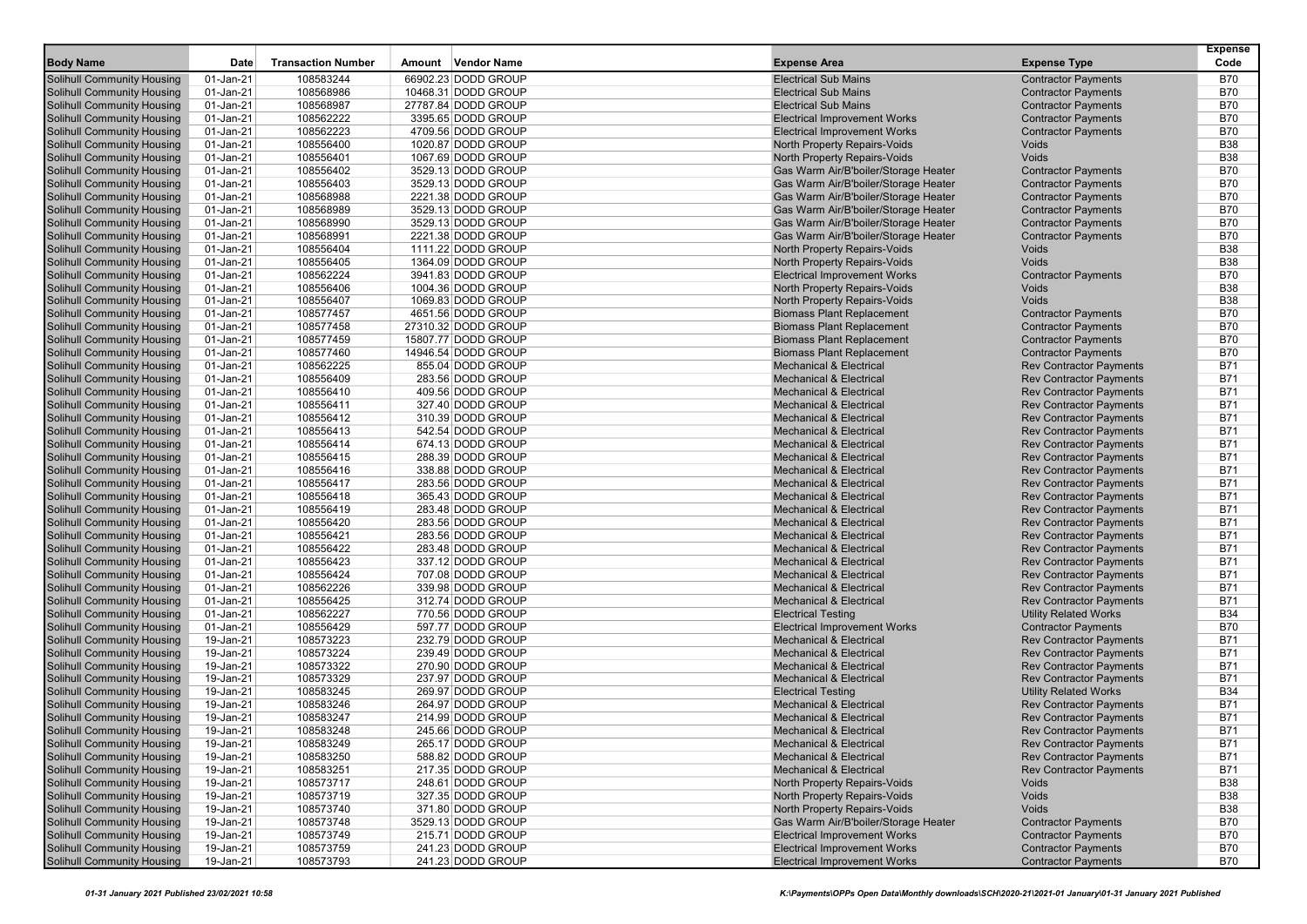| Body Name | Date | Transaction Number | Amount | Vendor Name | Expense Area | Expense Type | Expense Code |
|---|---|---|---|---|---|---|---|
| Solihull Community Housing | 01-Jan-21 | 108583244 | 66902.23 | DODD GROUP | Electrical Sub Mains | Contractor Payments | B70 |
| Solihull Community Housing | 01-Jan-21 | 108568986 | 10468.31 | DODD GROUP | Electrical Sub Mains | Contractor Payments | B70 |
| Solihull Community Housing | 01-Jan-21 | 108568987 | 27787.84 | DODD GROUP | Electrical Sub Mains | Contractor Payments | B70 |
| Solihull Community Housing | 01-Jan-21 | 108562222 | 3395.65 | DODD GROUP | Electrical Improvement Works | Contractor Payments | B70 |
| Solihull Community Housing | 01-Jan-21 | 108562223 | 4709.56 | DODD GROUP | Electrical Improvement Works | Contractor Payments | B70 |
| Solihull Community Housing | 01-Jan-21 | 108556400 | 1020.87 | DODD GROUP | North Property Repairs-Voids | Voids | B38 |
| Solihull Community Housing | 01-Jan-21 | 108556401 | 1067.69 | DODD GROUP | North Property Repairs-Voids | Voids | B38 |
| Solihull Community Housing | 01-Jan-21 | 108556402 | 3529.13 | DODD GROUP | Gas Warm Air/B'boiler/Storage Heater | Contractor Payments | B70 |
| Solihull Community Housing | 01-Jan-21 | 108556403 | 3529.13 | DODD GROUP | Gas Warm Air/B'boiler/Storage Heater | Contractor Payments | B70 |
| Solihull Community Housing | 01-Jan-21 | 108568988 | 2221.38 | DODD GROUP | Gas Warm Air/B'boiler/Storage Heater | Contractor Payments | B70 |
| Solihull Community Housing | 01-Jan-21 | 108568989 | 3529.13 | DODD GROUP | Gas Warm Air/B'boiler/Storage Heater | Contractor Payments | B70 |
| Solihull Community Housing | 01-Jan-21 | 108568990 | 3529.13 | DODD GROUP | Gas Warm Air/B'boiler/Storage Heater | Contractor Payments | B70 |
| Solihull Community Housing | 01-Jan-21 | 108568991 | 2221.38 | DODD GROUP | Gas Warm Air/B'boiler/Storage Heater | Contractor Payments | B70 |
| Solihull Community Housing | 01-Jan-21 | 108556404 | 1111.22 | DODD GROUP | North Property Repairs-Voids | Voids | B38 |
| Solihull Community Housing | 01-Jan-21 | 108556405 | 1364.09 | DODD GROUP | North Property Repairs-Voids | Voids | B38 |
| Solihull Community Housing | 01-Jan-21 | 108562224 | 3941.83 | DODD GROUP | Electrical Improvement Works | Contractor Payments | B70 |
| Solihull Community Housing | 01-Jan-21 | 108556406 | 1004.36 | DODD GROUP | North Property Repairs-Voids | Voids | B38 |
| Solihull Community Housing | 01-Jan-21 | 108556407 | 1069.83 | DODD GROUP | North Property Repairs-Voids | Voids | B38 |
| Solihull Community Housing | 01-Jan-21 | 108577457 | 4651.56 | DODD GROUP | Biomass Plant Replacement | Contractor Payments | B70 |
| Solihull Community Housing | 01-Jan-21 | 108577458 | 27310.32 | DODD GROUP | Biomass Plant Replacement | Contractor Payments | B70 |
| Solihull Community Housing | 01-Jan-21 | 108577459 | 15807.77 | DODD GROUP | Biomass Plant Replacement | Contractor Payments | B70 |
| Solihull Community Housing | 01-Jan-21 | 108577460 | 14946.54 | DODD GROUP | Biomass Plant Replacement | Contractor Payments | B70 |
| Solihull Community Housing | 01-Jan-21 | 108562225 | 855.04 | DODD GROUP | Mechanical & Electrical | Rev Contractor Payments | B71 |
| Solihull Community Housing | 01-Jan-21 | 108556409 | 283.56 | DODD GROUP | Mechanical & Electrical | Rev Contractor Payments | B71 |
| Solihull Community Housing | 01-Jan-21 | 108556410 | 409.56 | DODD GROUP | Mechanical & Electrical | Rev Contractor Payments | B71 |
| Solihull Community Housing | 01-Jan-21 | 108556411 | 327.40 | DODD GROUP | Mechanical & Electrical | Rev Contractor Payments | B71 |
| Solihull Community Housing | 01-Jan-21 | 108556412 | 310.39 | DODD GROUP | Mechanical & Electrical | Rev Contractor Payments | B71 |
| Solihull Community Housing | 01-Jan-21 | 108556413 | 542.54 | DODD GROUP | Mechanical & Electrical | Rev Contractor Payments | B71 |
| Solihull Community Housing | 01-Jan-21 | 108556414 | 674.13 | DODD GROUP | Mechanical & Electrical | Rev Contractor Payments | B71 |
| Solihull Community Housing | 01-Jan-21 | 108556415 | 288.39 | DODD GROUP | Mechanical & Electrical | Rev Contractor Payments | B71 |
| Solihull Community Housing | 01-Jan-21 | 108556416 | 338.88 | DODD GROUP | Mechanical & Electrical | Rev Contractor Payments | B71 |
| Solihull Community Housing | 01-Jan-21 | 108556417 | 283.56 | DODD GROUP | Mechanical & Electrical | Rev Contractor Payments | B71 |
| Solihull Community Housing | 01-Jan-21 | 108556418 | 365.43 | DODD GROUP | Mechanical & Electrical | Rev Contractor Payments | B71 |
| Solihull Community Housing | 01-Jan-21 | 108556419 | 283.48 | DODD GROUP | Mechanical & Electrical | Rev Contractor Payments | B71 |
| Solihull Community Housing | 01-Jan-21 | 108556420 | 283.56 | DODD GROUP | Mechanical & Electrical | Rev Contractor Payments | B71 |
| Solihull Community Housing | 01-Jan-21 | 108556421 | 283.56 | DODD GROUP | Mechanical & Electrical | Rev Contractor Payments | B71 |
| Solihull Community Housing | 01-Jan-21 | 108556422 | 283.48 | DODD GROUP | Mechanical & Electrical | Rev Contractor Payments | B71 |
| Solihull Community Housing | 01-Jan-21 | 108556423 | 337.12 | DODD GROUP | Mechanical & Electrical | Rev Contractor Payments | B71 |
| Solihull Community Housing | 01-Jan-21 | 108556424 | 707.08 | DODD GROUP | Mechanical & Electrical | Rev Contractor Payments | B71 |
| Solihull Community Housing | 01-Jan-21 | 108562226 | 339.98 | DODD GROUP | Mechanical & Electrical | Rev Contractor Payments | B71 |
| Solihull Community Housing | 01-Jan-21 | 108556425 | 312.74 | DODD GROUP | Mechanical & Electrical | Rev Contractor Payments | B71 |
| Solihull Community Housing | 01-Jan-21 | 108562227 | 770.56 | DODD GROUP | Electrical Testing | Utility Related Works | B34 |
| Solihull Community Housing | 01-Jan-21 | 108556429 | 597.77 | DODD GROUP | Electrical Improvement Works | Contractor Payments | B70 |
| Solihull Community Housing | 19-Jan-21 | 108573223 | 232.79 | DODD GROUP | Mechanical & Electrical | Rev Contractor Payments | B71 |
| Solihull Community Housing | 19-Jan-21 | 108573224 | 239.49 | DODD GROUP | Mechanical & Electrical | Rev Contractor Payments | B71 |
| Solihull Community Housing | 19-Jan-21 | 108573322 | 270.90 | DODD GROUP | Mechanical & Electrical | Rev Contractor Payments | B71 |
| Solihull Community Housing | 19-Jan-21 | 108573329 | 237.97 | DODD GROUP | Mechanical & Electrical | Rev Contractor Payments | B71 |
| Solihull Community Housing | 19-Jan-21 | 108583245 | 269.97 | DODD GROUP | Electrical Testing | Utility Related Works | B34 |
| Solihull Community Housing | 19-Jan-21 | 108583246 | 264.97 | DODD GROUP | Mechanical & Electrical | Rev Contractor Payments | B71 |
| Solihull Community Housing | 19-Jan-21 | 108583247 | 214.99 | DODD GROUP | Mechanical & Electrical | Rev Contractor Payments | B71 |
| Solihull Community Housing | 19-Jan-21 | 108583248 | 245.66 | DODD GROUP | Mechanical & Electrical | Rev Contractor Payments | B71 |
| Solihull Community Housing | 19-Jan-21 | 108583249 | 265.17 | DODD GROUP | Mechanical & Electrical | Rev Contractor Payments | B71 |
| Solihull Community Housing | 19-Jan-21 | 108583250 | 588.82 | DODD GROUP | Mechanical & Electrical | Rev Contractor Payments | B71 |
| Solihull Community Housing | 19-Jan-21 | 108583251 | 217.35 | DODD GROUP | Mechanical & Electrical | Rev Contractor Payments | B71 |
| Solihull Community Housing | 19-Jan-21 | 108573717 | 248.61 | DODD GROUP | North Property Repairs-Voids | Voids | B38 |
| Solihull Community Housing | 19-Jan-21 | 108573719 | 327.35 | DODD GROUP | North Property Repairs-Voids | Voids | B38 |
| Solihull Community Housing | 19-Jan-21 | 108573740 | 371.80 | DODD GROUP | North Property Repairs-Voids | Voids | B38 |
| Solihull Community Housing | 19-Jan-21 | 108573748 | 3529.13 | DODD GROUP | Gas Warm Air/B'boiler/Storage Heater | Contractor Payments | B70 |
| Solihull Community Housing | 19-Jan-21 | 108573749 | 215.71 | DODD GROUP | Electrical Improvement Works | Contractor Payments | B70 |
| Solihull Community Housing | 19-Jan-21 | 108573759 | 241.23 | DODD GROUP | Electrical Improvement Works | Contractor Payments | B70 |
| Solihull Community Housing | 19-Jan-21 | 108573793 | 241.23 | DODD GROUP | Electrical Improvement Works | Contractor Payments | B70 |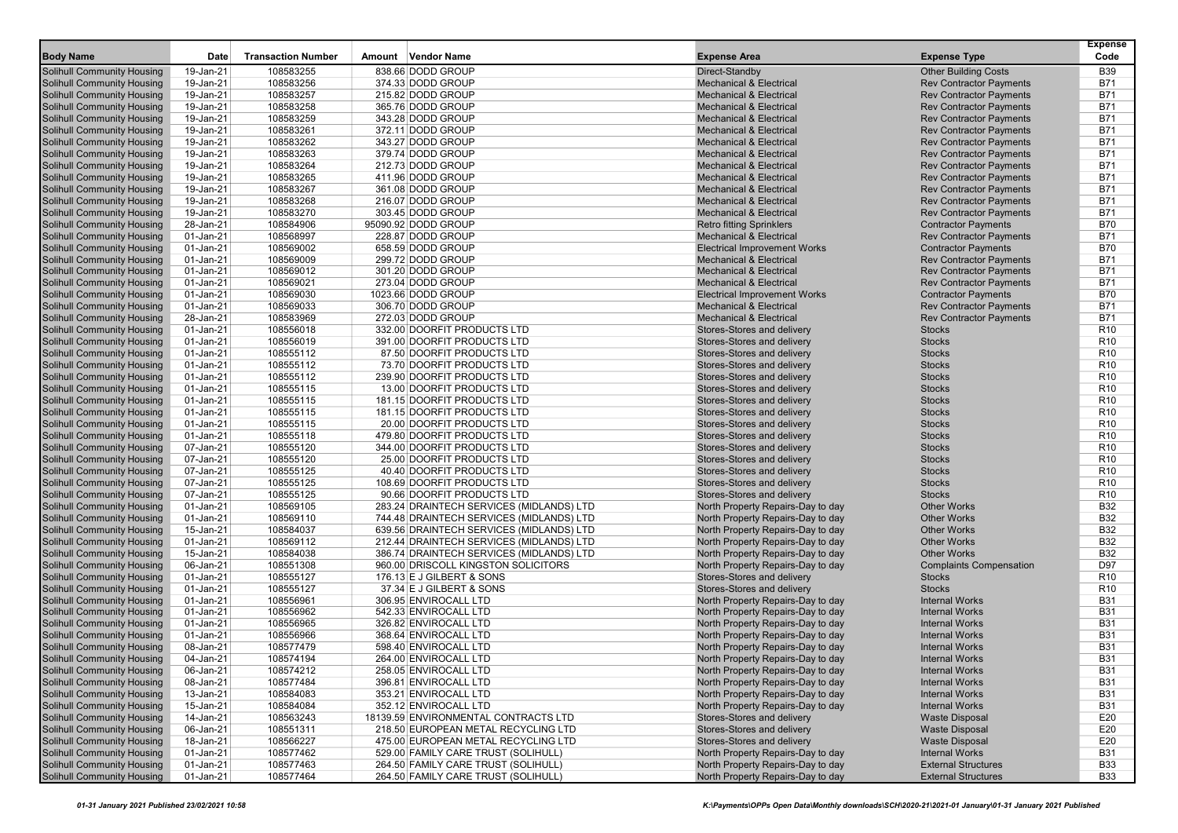| Body Name | Date | Transaction Number | Amount | Vendor Name | Expense Area | Expense Type | Expense Code |
|---|---|---|---|---|---|---|---|
| Solihull Community Housing | 19-Jan-21 | 108583255 | 838.66 | DODD GROUP | Direct-Standby | Other Building Costs | B39 |
| Solihull Community Housing | 19-Jan-21 | 108583256 | 374.33 | DODD GROUP | Mechanical & Electrical | Rev Contractor Payments | B71 |
| Solihull Community Housing | 19-Jan-21 | 108583257 | 215.82 | DODD GROUP | Mechanical & Electrical | Rev Contractor Payments | B71 |
| Solihull Community Housing | 19-Jan-21 | 108583258 | 365.76 | DODD GROUP | Mechanical & Electrical | Rev Contractor Payments | B71 |
| Solihull Community Housing | 19-Jan-21 | 108583259 | 343.28 | DODD GROUP | Mechanical & Electrical | Rev Contractor Payments | B71 |
| Solihull Community Housing | 19-Jan-21 | 108583261 | 372.11 | DODD GROUP | Mechanical & Electrical | Rev Contractor Payments | B71 |
| Solihull Community Housing | 19-Jan-21 | 108583262 | 343.27 | DODD GROUP | Mechanical & Electrical | Rev Contractor Payments | B71 |
| Solihull Community Housing | 19-Jan-21 | 108583263 | 379.74 | DODD GROUP | Mechanical & Electrical | Rev Contractor Payments | B71 |
| Solihull Community Housing | 19-Jan-21 | 108583264 | 212.73 | DODD GROUP | Mechanical & Electrical | Rev Contractor Payments | B71 |
| Solihull Community Housing | 19-Jan-21 | 108583265 | 411.96 | DODD GROUP | Mechanical & Electrical | Rev Contractor Payments | B71 |
| Solihull Community Housing | 19-Jan-21 | 108583267 | 361.08 | DODD GROUP | Mechanical & Electrical | Rev Contractor Payments | B71 |
| Solihull Community Housing | 19-Jan-21 | 108583268 | 216.07 | DODD GROUP | Mechanical & Electrical | Rev Contractor Payments | B71 |
| Solihull Community Housing | 19-Jan-21 | 108583270 | 303.45 | DODD GROUP | Mechanical & Electrical | Rev Contractor Payments | B71 |
| Solihull Community Housing | 28-Jan-21 | 108584906 | 95090.92 | DODD GROUP | Retro fitting Sprinklers | Contractor Payments | B70 |
| Solihull Community Housing | 01-Jan-21 | 108568997 | 228.87 | DODD GROUP | Mechanical & Electrical | Rev Contractor Payments | B71 |
| Solihull Community Housing | 01-Jan-21 | 108569002 | 658.59 | DODD GROUP | Electrical Improvement Works | Contractor Payments | B70 |
| Solihull Community Housing | 01-Jan-21 | 108569009 | 299.72 | DODD GROUP | Mechanical & Electrical | Rev Contractor Payments | B71 |
| Solihull Community Housing | 01-Jan-21 | 108569012 | 301.20 | DODD GROUP | Mechanical & Electrical | Rev Contractor Payments | B71 |
| Solihull Community Housing | 01-Jan-21 | 108569021 | 273.04 | DODD GROUP | Mechanical & Electrical | Rev Contractor Payments | B71 |
| Solihull Community Housing | 01-Jan-21 | 108569030 | 1023.66 | DODD GROUP | Electrical Improvement Works | Contractor Payments | B70 |
| Solihull Community Housing | 01-Jan-21 | 108569033 | 306.70 | DODD GROUP | Mechanical & Electrical | Rev Contractor Payments | B71 |
| Solihull Community Housing | 28-Jan-21 | 108583969 | 272.03 | DODD GROUP | Mechanical & Electrical | Rev Contractor Payments | B71 |
| Solihull Community Housing | 01-Jan-21 | 108556018 | 332.00 | DOORFIT PRODUCTS LTD | Stores-Stores and delivery | Stocks | R10 |
| Solihull Community Housing | 01-Jan-21 | 108556019 | 391.00 | DOORFIT PRODUCTS LTD | Stores-Stores and delivery | Stocks | R10 |
| Solihull Community Housing | 01-Jan-21 | 108555112 | 87.50 | DOORFIT PRODUCTS LTD | Stores-Stores and delivery | Stocks | R10 |
| Solihull Community Housing | 01-Jan-21 | 108555112 | 73.70 | DOORFIT PRODUCTS LTD | Stores-Stores and delivery | Stocks | R10 |
| Solihull Community Housing | 01-Jan-21 | 108555112 | 239.90 | DOORFIT PRODUCTS LTD | Stores-Stores and delivery | Stocks | R10 |
| Solihull Community Housing | 01-Jan-21 | 108555115 | 13.00 | DOORFIT PRODUCTS LTD | Stores-Stores and delivery | Stocks | R10 |
| Solihull Community Housing | 01-Jan-21 | 108555115 | 181.15 | DOORFIT PRODUCTS LTD | Stores-Stores and delivery | Stocks | R10 |
| Solihull Community Housing | 01-Jan-21 | 108555115 | 181.15 | DOORFIT PRODUCTS LTD | Stores-Stores and delivery | Stocks | R10 |
| Solihull Community Housing | 01-Jan-21 | 108555115 | 20.00 | DOORFIT PRODUCTS LTD | Stores-Stores and delivery | Stocks | R10 |
| Solihull Community Housing | 01-Jan-21 | 108555118 | 479.80 | DOORFIT PRODUCTS LTD | Stores-Stores and delivery | Stocks | R10 |
| Solihull Community Housing | 07-Jan-21 | 108555120 | 344.00 | DOORFIT PRODUCTS LTD | Stores-Stores and delivery | Stocks | R10 |
| Solihull Community Housing | 07-Jan-21 | 108555120 | 25.00 | DOORFIT PRODUCTS LTD | Stores-Stores and delivery | Stocks | R10 |
| Solihull Community Housing | 07-Jan-21 | 108555125 | 40.40 | DOORFIT PRODUCTS LTD | Stores-Stores and delivery | Stocks | R10 |
| Solihull Community Housing | 07-Jan-21 | 108555125 | 108.69 | DOORFIT PRODUCTS LTD | Stores-Stores and delivery | Stocks | R10 |
| Solihull Community Housing | 07-Jan-21 | 108555125 | 90.66 | DOORFIT PRODUCTS LTD | Stores-Stores and delivery | Stocks | R10 |
| Solihull Community Housing | 01-Jan-21 | 108569105 | 283.24 | DRAINTECH SERVICES (MIDLANDS) LTD | North Property Repairs-Day to day | Other Works | B32 |
| Solihull Community Housing | 01-Jan-21 | 108569110 | 744.48 | DRAINTECH SERVICES (MIDLANDS) LTD | North Property Repairs-Day to day | Other Works | B32 |
| Solihull Community Housing | 15-Jan-21 | 108584037 | 639.56 | DRAINTECH SERVICES (MIDLANDS) LTD | North Property Repairs-Day to day | Other Works | B32 |
| Solihull Community Housing | 01-Jan-21 | 108569112 | 212.44 | DRAINTECH SERVICES (MIDLANDS) LTD | North Property Repairs-Day to day | Other Works | B32 |
| Solihull Community Housing | 15-Jan-21 | 108584038 | 386.74 | DRAINTECH SERVICES (MIDLANDS) LTD | North Property Repairs-Day to day | Other Works | B32 |
| Solihull Community Housing | 06-Jan-21 | 108551308 | 960.00 | DRISCOLL KINGSTON SOLICITORS | North Property Repairs-Day to day | Complaints Compensation | D97 |
| Solihull Community Housing | 01-Jan-21 | 108555127 | 176.13 | E J GILBERT & SONS | Stores-Stores and delivery | Stocks | R10 |
| Solihull Community Housing | 01-Jan-21 | 108555127 | 37.34 | E J GILBERT & SONS | Stores-Stores and delivery | Stocks | R10 |
| Solihull Community Housing | 01-Jan-21 | 108556961 | 306.95 | ENVIROCALL LTD | North Property Repairs-Day to day | Internal Works | B31 |
| Solihull Community Housing | 01-Jan-21 | 108556962 | 542.33 | ENVIROCALL LTD | North Property Repairs-Day to day | Internal Works | B31 |
| Solihull Community Housing | 01-Jan-21 | 108556965 | 326.82 | ENVIROCALL LTD | North Property Repairs-Day to day | Internal Works | B31 |
| Solihull Community Housing | 01-Jan-21 | 108556966 | 368.64 | ENVIROCALL LTD | North Property Repairs-Day to day | Internal Works | B31 |
| Solihull Community Housing | 08-Jan-21 | 108577479 | 598.40 | ENVIROCALL LTD | North Property Repairs-Day to day | Internal Works | B31 |
| Solihull Community Housing | 04-Jan-21 | 108574194 | 264.00 | ENVIROCALL LTD | North Property Repairs-Day to day | Internal Works | B31 |
| Solihull Community Housing | 06-Jan-21 | 108574212 | 258.05 | ENVIROCALL LTD | North Property Repairs-Day to day | Internal Works | B31 |
| Solihull Community Housing | 08-Jan-21 | 108577484 | 396.81 | ENVIROCALL LTD | North Property Repairs-Day to day | Internal Works | B31 |
| Solihull Community Housing | 13-Jan-21 | 108584083 | 353.21 | ENVIROCALL LTD | North Property Repairs-Day to day | Internal Works | B31 |
| Solihull Community Housing | 15-Jan-21 | 108584084 | 352.12 | ENVIROCALL LTD | North Property Repairs-Day to day | Internal Works | B31 |
| Solihull Community Housing | 14-Jan-21 | 108563243 | 18139.59 | ENVIRONMENTAL CONTRACTS LTD | Stores-Stores and delivery | Waste Disposal | E20 |
| Solihull Community Housing | 06-Jan-21 | 108551311 | 218.50 | EUROPEAN METAL RECYCLING LTD | Stores-Stores and delivery | Waste Disposal | E20 |
| Solihull Community Housing | 18-Jan-21 | 108566227 | 475.00 | EUROPEAN METAL RECYCLING LTD | Stores-Stores and delivery | Waste Disposal | E20 |
| Solihull Community Housing | 01-Jan-21 | 108577462 | 529.00 | FAMILY CARE TRUST (SOLIHULL) | North Property Repairs-Day to day | Internal Works | B31 |
| Solihull Community Housing | 01-Jan-21 | 108577463 | 264.50 | FAMILY CARE TRUST (SOLIHULL) | North Property Repairs-Day to day | External Structures | B33 |
| Solihull Community Housing | 01-Jan-21 | 108577464 | 264.50 | FAMILY CARE TRUST (SOLIHULL) | North Property Repairs-Day to day | External Structures | B33 |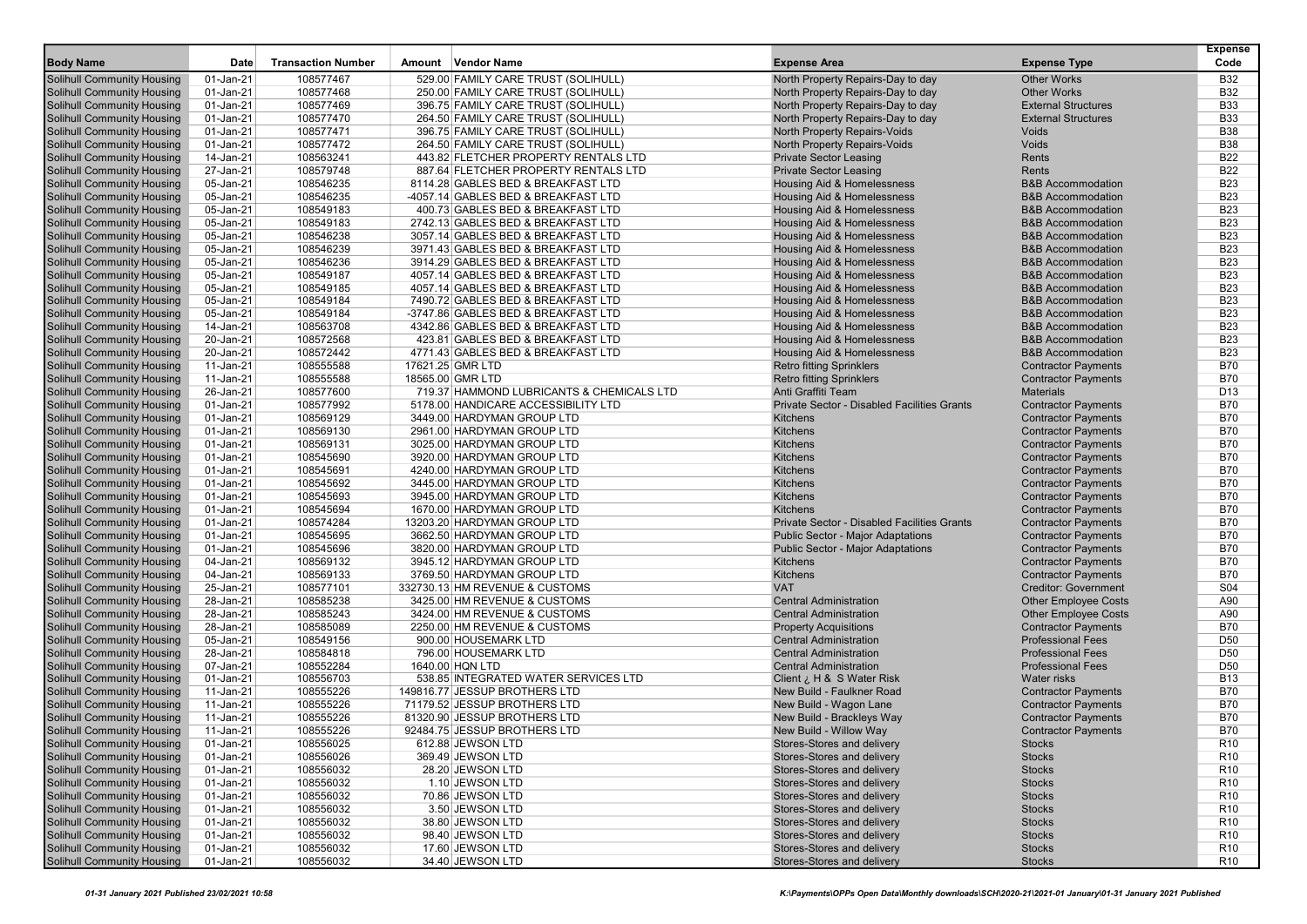| Body Name | Date | Transaction Number | Amount | Vendor Name | Expense Area | Expense Type | Expense Code |
|---|---|---|---|---|---|---|---|
| Solihull Community Housing | 01-Jan-21 | 108577467 | 529.00 | FAMILY CARE TRUST (SOLIHULL) | North Property Repairs-Day to day | Other Works | B32 |
| Solihull Community Housing | 01-Jan-21 | 108577468 | 250.00 | FAMILY CARE TRUST (SOLIHULL) | North Property Repairs-Day to day | Other Works | B32 |
| Solihull Community Housing | 01-Jan-21 | 108577469 | 396.75 | FAMILY CARE TRUST (SOLIHULL) | North Property Repairs-Day to day | External Structures | B33 |
| Solihull Community Housing | 01-Jan-21 | 108577470 | 264.50 | FAMILY CARE TRUST (SOLIHULL) | North Property Repairs-Day to day | External Structures | B33 |
| Solihull Community Housing | 01-Jan-21 | 108577471 | 396.75 | FAMILY CARE TRUST (SOLIHULL) | North Property Repairs-Voids | Voids | B38 |
| Solihull Community Housing | 01-Jan-21 | 108577472 | 264.50 | FAMILY CARE TRUST (SOLIHULL) | North Property Repairs-Voids | Voids | B38 |
| Solihull Community Housing | 14-Jan-21 | 108563241 | 443.82 | FLETCHER PROPERTY RENTALS LTD | Private Sector Leasing | Rents | B22 |
| Solihull Community Housing | 27-Jan-21 | 108579748 | 887.64 | FLETCHER PROPERTY RENTALS LTD | Private Sector Leasing | Rents | B22 |
| Solihull Community Housing | 05-Jan-21 | 108546235 | 8114.28 | GABLES BED & BREAKFAST LTD | Housing Aid & Homelessness | B&B Accommodation | B23 |
| Solihull Community Housing | 05-Jan-21 | 108546235 | -4057.14 | GABLES BED & BREAKFAST LTD | Housing Aid & Homelessness | B&B Accommodation | B23 |
| Solihull Community Housing | 05-Jan-21 | 108549183 | 400.73 | GABLES BED & BREAKFAST LTD | Housing Aid & Homelessness | B&B Accommodation | B23 |
| Solihull Community Housing | 05-Jan-21 | 108549183 | 2742.13 | GABLES BED & BREAKFAST LTD | Housing Aid & Homelessness | B&B Accommodation | B23 |
| Solihull Community Housing | 05-Jan-21 | 108546238 | 3057.14 | GABLES BED & BREAKFAST LTD | Housing Aid & Homelessness | B&B Accommodation | B23 |
| Solihull Community Housing | 05-Jan-21 | 108546239 | 3971.43 | GABLES BED & BREAKFAST LTD | Housing Aid & Homelessness | B&B Accommodation | B23 |
| Solihull Community Housing | 05-Jan-21 | 108546236 | 3914.29 | GABLES BED & BREAKFAST LTD | Housing Aid & Homelessness | B&B Accommodation | B23 |
| Solihull Community Housing | 05-Jan-21 | 108549187 | 4057.14 | GABLES BED & BREAKFAST LTD | Housing Aid & Homelessness | B&B Accommodation | B23 |
| Solihull Community Housing | 05-Jan-21 | 108549185 | 4057.14 | GABLES BED & BREAKFAST LTD | Housing Aid & Homelessness | B&B Accommodation | B23 |
| Solihull Community Housing | 05-Jan-21 | 108549184 | 7490.72 | GABLES BED & BREAKFAST LTD | Housing Aid & Homelessness | B&B Accommodation | B23 |
| Solihull Community Housing | 05-Jan-21 | 108549184 | -3747.86 | GABLES BED & BREAKFAST LTD | Housing Aid & Homelessness | B&B Accommodation | B23 |
| Solihull Community Housing | 14-Jan-21 | 108563708 | 4342.86 | GABLES BED & BREAKFAST LTD | Housing Aid & Homelessness | B&B Accommodation | B23 |
| Solihull Community Housing | 20-Jan-21 | 108572568 | 423.81 | GABLES BED & BREAKFAST LTD | Housing Aid & Homelessness | B&B Accommodation | B23 |
| Solihull Community Housing | 20-Jan-21 | 108572442 | 4771.43 | GABLES BED & BREAKFAST LTD | Housing Aid & Homelessness | B&B Accommodation | B23 |
| Solihull Community Housing | 11-Jan-21 | 108555588 | 17621.25 | GMR LTD | Retro fitting Sprinklers | Contractor Payments | B70 |
| Solihull Community Housing | 11-Jan-21 | 108555588 | 18565.00 | GMR LTD | Retro fitting Sprinklers | Contractor Payments | B70 |
| Solihull Community Housing | 26-Jan-21 | 108577600 | 719.37 | HAMMOND LUBRICANTS & CHEMICALS LTD | Anti Graffiti Team | Materials | D13 |
| Solihull Community Housing | 01-Jan-21 | 108577992 | 5178.00 | HANDICARE ACCESSIBILITY LTD | Private Sector - Disabled Facilities Grants | Contractor Payments | B70 |
| Solihull Community Housing | 01-Jan-21 | 108569129 | 3449.00 | HARDYMAN GROUP LTD | Kitchens | Contractor Payments | B70 |
| Solihull Community Housing | 01-Jan-21 | 108569130 | 2961.00 | HARDYMAN GROUP LTD | Kitchens | Contractor Payments | B70 |
| Solihull Community Housing | 01-Jan-21 | 108569131 | 3025.00 | HARDYMAN GROUP LTD | Kitchens | Contractor Payments | B70 |
| Solihull Community Housing | 01-Jan-21 | 108545690 | 3920.00 | HARDYMAN GROUP LTD | Kitchens | Contractor Payments | B70 |
| Solihull Community Housing | 01-Jan-21 | 108545691 | 4240.00 | HARDYMAN GROUP LTD | Kitchens | Contractor Payments | B70 |
| Solihull Community Housing | 01-Jan-21 | 108545692 | 3445.00 | HARDYMAN GROUP LTD | Kitchens | Contractor Payments | B70 |
| Solihull Community Housing | 01-Jan-21 | 108545693 | 3945.00 | HARDYMAN GROUP LTD | Kitchens | Contractor Payments | B70 |
| Solihull Community Housing | 01-Jan-21 | 108545694 | 1670.00 | HARDYMAN GROUP LTD | Kitchens | Contractor Payments | B70 |
| Solihull Community Housing | 01-Jan-21 | 108574284 | 13203.20 | HARDYMAN GROUP LTD | Private Sector - Disabled Facilities Grants | Contractor Payments | B70 |
| Solihull Community Housing | 01-Jan-21 | 108545695 | 3662.50 | HARDYMAN GROUP LTD | Public Sector - Major Adaptations | Contractor Payments | B70 |
| Solihull Community Housing | 01-Jan-21 | 108545696 | 3820.00 | HARDYMAN GROUP LTD | Public Sector - Major Adaptations | Contractor Payments | B70 |
| Solihull Community Housing | 04-Jan-21 | 108569132 | 3945.12 | HARDYMAN GROUP LTD | Kitchens | Contractor Payments | B70 |
| Solihull Community Housing | 04-Jan-21 | 108569133 | 3769.50 | HARDYMAN GROUP LTD | Kitchens | Contractor Payments | B70 |
| Solihull Community Housing | 25-Jan-21 | 108577101 | 332730.13 | HM REVENUE & CUSTOMS | VAT | Creditor: Government | S04 |
| Solihull Community Housing | 28-Jan-21 | 108585238 | 3425.00 | HM REVENUE & CUSTOMS | Central Administration | Other Employee Costs | A90 |
| Solihull Community Housing | 28-Jan-21 | 108585243 | 3424.00 | HM REVENUE & CUSTOMS | Central Administration | Other Employee Costs | A90 |
| Solihull Community Housing | 28-Jan-21 | 108585089 | 2250.00 | HM REVENUE & CUSTOMS | Property Acquisitions | Contractor Payments | B70 |
| Solihull Community Housing | 05-Jan-21 | 108549156 | 900.00 | HOUSEMARK LTD | Central Administration | Professional Fees | D50 |
| Solihull Community Housing | 28-Jan-21 | 108584818 | 796.00 | HOUSEMARK LTD | Central Administration | Professional Fees | D50 |
| Solihull Community Housing | 07-Jan-21 | 108552284 | 1640.00 | HQN LTD | Central Administration | Professional Fees | D50 |
| Solihull Community Housing | 01-Jan-21 | 108556703 | 538.85 | INTEGRATED WATER SERVICES LTD | Client ¿ H & S Water Risk | Water risks | B13 |
| Solihull Community Housing | 11-Jan-21 | 108555226 | 149816.77 | JESSUP BROTHERS LTD | New Build - Faulkner Road | Contractor Payments | B70 |
| Solihull Community Housing | 11-Jan-21 | 108555226 | 71179.52 | JESSUP BROTHERS LTD | New Build - Wagon Lane | Contractor Payments | B70 |
| Solihull Community Housing | 11-Jan-21 | 108555226 | 81320.90 | JESSUP BROTHERS LTD | New Build - Brackleys Way | Contractor Payments | B70 |
| Solihull Community Housing | 11-Jan-21 | 108555226 | 92484.75 | JESSUP BROTHERS LTD | New Build - Willow Way | Contractor Payments | B70 |
| Solihull Community Housing | 01-Jan-21 | 108556025 | 612.88 | JEWSON LTD | Stores-Stores and delivery | Stocks | R10 |
| Solihull Community Housing | 01-Jan-21 | 108556026 | 369.49 | JEWSON LTD | Stores-Stores and delivery | Stocks | R10 |
| Solihull Community Housing | 01-Jan-21 | 108556032 | 28.20 | JEWSON LTD | Stores-Stores and delivery | Stocks | R10 |
| Solihull Community Housing | 01-Jan-21 | 108556032 | 1.10 | JEWSON LTD | Stores-Stores and delivery | Stocks | R10 |
| Solihull Community Housing | 01-Jan-21 | 108556032 | 70.86 | JEWSON LTD | Stores-Stores and delivery | Stocks | R10 |
| Solihull Community Housing | 01-Jan-21 | 108556032 | 3.50 | JEWSON LTD | Stores-Stores and delivery | Stocks | R10 |
| Solihull Community Housing | 01-Jan-21 | 108556032 | 38.80 | JEWSON LTD | Stores-Stores and delivery | Stocks | R10 |
| Solihull Community Housing | 01-Jan-21 | 108556032 | 98.40 | JEWSON LTD | Stores-Stores and delivery | Stocks | R10 |
| Solihull Community Housing | 01-Jan-21 | 108556032 | 17.60 | JEWSON LTD | Stores-Stores and delivery | Stocks | R10 |
| Solihull Community Housing | 01-Jan-21 | 108556032 | 34.40 | JEWSON LTD | Stores-Stores and delivery | Stocks | R10 |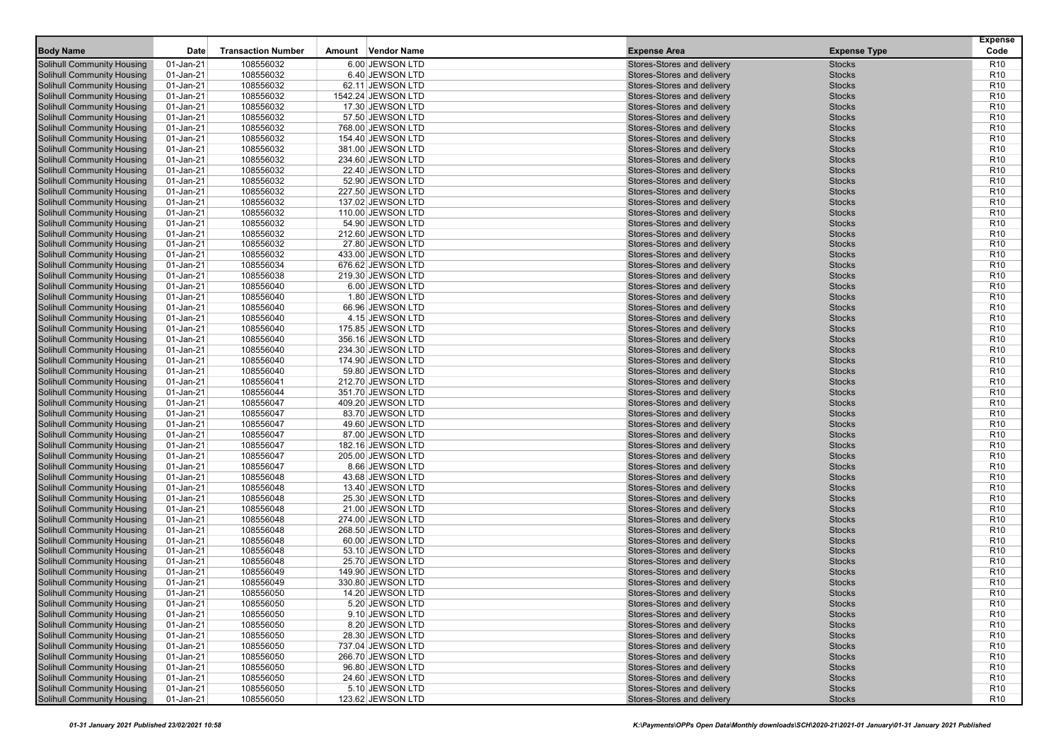| Body Name | Date | Transaction Number | Amount | Vendor Name | Expense Area | Expense Type | Expense Code |
|---|---|---|---|---|---|---|---|
| Solihull Community Housing | 01-Jan-21 | 108556032 | 6.00 | JEWSON LTD | Stores-Stores and delivery | Stocks | R10 |
| Solihull Community Housing | 01-Jan-21 | 108556032 | 6.40 | JEWSON LTD | Stores-Stores and delivery | Stocks | R10 |
| Solihull Community Housing | 01-Jan-21 | 108556032 | 62.11 | JEWSON LTD | Stores-Stores and delivery | Stocks | R10 |
| Solihull Community Housing | 01-Jan-21 | 108556032 | 1542.24 | JEWSON LTD | Stores-Stores and delivery | Stocks | R10 |
| Solihull Community Housing | 01-Jan-21 | 108556032 | 17.30 | JEWSON LTD | Stores-Stores and delivery | Stocks | R10 |
| Solihull Community Housing | 01-Jan-21 | 108556032 | 57.50 | JEWSON LTD | Stores-Stores and delivery | Stocks | R10 |
| Solihull Community Housing | 01-Jan-21 | 108556032 | 768.00 | JEWSON LTD | Stores-Stores and delivery | Stocks | R10 |
| Solihull Community Housing | 01-Jan-21 | 108556032 | 154.40 | JEWSON LTD | Stores-Stores and delivery | Stocks | R10 |
| Solihull Community Housing | 01-Jan-21 | 108556032 | 381.00 | JEWSON LTD | Stores-Stores and delivery | Stocks | R10 |
| Solihull Community Housing | 01-Jan-21 | 108556032 | 234.60 | JEWSON LTD | Stores-Stores and delivery | Stocks | R10 |
| Solihull Community Housing | 01-Jan-21 | 108556032 | 22.40 | JEWSON LTD | Stores-Stores and delivery | Stocks | R10 |
| Solihull Community Housing | 01-Jan-21 | 108556032 | 52.90 | JEWSON LTD | Stores-Stores and delivery | Stocks | R10 |
| Solihull Community Housing | 01-Jan-21 | 108556032 | 227.50 | JEWSON LTD | Stores-Stores and delivery | Stocks | R10 |
| Solihull Community Housing | 01-Jan-21 | 108556032 | 137.02 | JEWSON LTD | Stores-Stores and delivery | Stocks | R10 |
| Solihull Community Housing | 01-Jan-21 | 108556032 | 110.00 | JEWSON LTD | Stores-Stores and delivery | Stocks | R10 |
| Solihull Community Housing | 01-Jan-21 | 108556032 | 54.90 | JEWSON LTD | Stores-Stores and delivery | Stocks | R10 |
| Solihull Community Housing | 01-Jan-21 | 108556032 | 212.60 | JEWSON LTD | Stores-Stores and delivery | Stocks | R10 |
| Solihull Community Housing | 01-Jan-21 | 108556032 | 27.80 | JEWSON LTD | Stores-Stores and delivery | Stocks | R10 |
| Solihull Community Housing | 01-Jan-21 | 108556032 | 433.00 | JEWSON LTD | Stores-Stores and delivery | Stocks | R10 |
| Solihull Community Housing | 01-Jan-21 | 108556034 | 676.62 | JEWSON LTD | Stores-Stores and delivery | Stocks | R10 |
| Solihull Community Housing | 01-Jan-21 | 108556038 | 219.30 | JEWSON LTD | Stores-Stores and delivery | Stocks | R10 |
| Solihull Community Housing | 01-Jan-21 | 108556040 | 6.00 | JEWSON LTD | Stores-Stores and delivery | Stocks | R10 |
| Solihull Community Housing | 01-Jan-21 | 108556040 | 1.80 | JEWSON LTD | Stores-Stores and delivery | Stocks | R10 |
| Solihull Community Housing | 01-Jan-21 | 108556040 | 66.96 | JEWSON LTD | Stores-Stores and delivery | Stocks | R10 |
| Solihull Community Housing | 01-Jan-21 | 108556040 | 4.15 | JEWSON LTD | Stores-Stores and delivery | Stocks | R10 |
| Solihull Community Housing | 01-Jan-21 | 108556040 | 175.85 | JEWSON LTD | Stores-Stores and delivery | Stocks | R10 |
| Solihull Community Housing | 01-Jan-21 | 108556040 | 356.16 | JEWSON LTD | Stores-Stores and delivery | Stocks | R10 |
| Solihull Community Housing | 01-Jan-21 | 108556040 | 234.30 | JEWSON LTD | Stores-Stores and delivery | Stocks | R10 |
| Solihull Community Housing | 01-Jan-21 | 108556040 | 174.90 | JEWSON LTD | Stores-Stores and delivery | Stocks | R10 |
| Solihull Community Housing | 01-Jan-21 | 108556040 | 59.80 | JEWSON LTD | Stores-Stores and delivery | Stocks | R10 |
| Solihull Community Housing | 01-Jan-21 | 108556041 | 212.70 | JEWSON LTD | Stores-Stores and delivery | Stocks | R10 |
| Solihull Community Housing | 01-Jan-21 | 108556044 | 351.70 | JEWSON LTD | Stores-Stores and delivery | Stocks | R10 |
| Solihull Community Housing | 01-Jan-21 | 108556047 | 409.20 | JEWSON LTD | Stores-Stores and delivery | Stocks | R10 |
| Solihull Community Housing | 01-Jan-21 | 108556047 | 83.70 | JEWSON LTD | Stores-Stores and delivery | Stocks | R10 |
| Solihull Community Housing | 01-Jan-21 | 108556047 | 49.60 | JEWSON LTD | Stores-Stores and delivery | Stocks | R10 |
| Solihull Community Housing | 01-Jan-21 | 108556047 | 87.00 | JEWSON LTD | Stores-Stores and delivery | Stocks | R10 |
| Solihull Community Housing | 01-Jan-21 | 108556047 | 182.16 | JEWSON LTD | Stores-Stores and delivery | Stocks | R10 |
| Solihull Community Housing | 01-Jan-21 | 108556047 | 205.00 | JEWSON LTD | Stores-Stores and delivery | Stocks | R10 |
| Solihull Community Housing | 01-Jan-21 | 108556047 | 8.66 | JEWSON LTD | Stores-Stores and delivery | Stocks | R10 |
| Solihull Community Housing | 01-Jan-21 | 108556048 | 43.68 | JEWSON LTD | Stores-Stores and delivery | Stocks | R10 |
| Solihull Community Housing | 01-Jan-21 | 108556048 | 13.40 | JEWSON LTD | Stores-Stores and delivery | Stocks | R10 |
| Solihull Community Housing | 01-Jan-21 | 108556048 | 25.30 | JEWSON LTD | Stores-Stores and delivery | Stocks | R10 |
| Solihull Community Housing | 01-Jan-21 | 108556048 | 21.00 | JEWSON LTD | Stores-Stores and delivery | Stocks | R10 |
| Solihull Community Housing | 01-Jan-21 | 108556048 | 274.00 | JEWSON LTD | Stores-Stores and delivery | Stocks | R10 |
| Solihull Community Housing | 01-Jan-21 | 108556048 | 268.50 | JEWSON LTD | Stores-Stores and delivery | Stocks | R10 |
| Solihull Community Housing | 01-Jan-21 | 108556048 | 60.00 | JEWSON LTD | Stores-Stores and delivery | Stocks | R10 |
| Solihull Community Housing | 01-Jan-21 | 108556048 | 53.10 | JEWSON LTD | Stores-Stores and delivery | Stocks | R10 |
| Solihull Community Housing | 01-Jan-21 | 108556048 | 25.70 | JEWSON LTD | Stores-Stores and delivery | Stocks | R10 |
| Solihull Community Housing | 01-Jan-21 | 108556049 | 149.90 | JEWSON LTD | Stores-Stores and delivery | Stocks | R10 |
| Solihull Community Housing | 01-Jan-21 | 108556049 | 330.80 | JEWSON LTD | Stores-Stores and delivery | Stocks | R10 |
| Solihull Community Housing | 01-Jan-21 | 108556050 | 14.20 | JEWSON LTD | Stores-Stores and delivery | Stocks | R10 |
| Solihull Community Housing | 01-Jan-21 | 108556050 | 5.20 | JEWSON LTD | Stores-Stores and delivery | Stocks | R10 |
| Solihull Community Housing | 01-Jan-21 | 108556050 | 9.10 | JEWSON LTD | Stores-Stores and delivery | Stocks | R10 |
| Solihull Community Housing | 01-Jan-21 | 108556050 | 8.20 | JEWSON LTD | Stores-Stores and delivery | Stocks | R10 |
| Solihull Community Housing | 01-Jan-21 | 108556050 | 28.30 | JEWSON LTD | Stores-Stores and delivery | Stocks | R10 |
| Solihull Community Housing | 01-Jan-21 | 108556050 | 737.04 | JEWSON LTD | Stores-Stores and delivery | Stocks | R10 |
| Solihull Community Housing | 01-Jan-21 | 108556050 | 266.70 | JEWSON LTD | Stores-Stores and delivery | Stocks | R10 |
| Solihull Community Housing | 01-Jan-21 | 108556050 | 96.80 | JEWSON LTD | Stores-Stores and delivery | Stocks | R10 |
| Solihull Community Housing | 01-Jan-21 | 108556050 | 24.60 | JEWSON LTD | Stores-Stores and delivery | Stocks | R10 |
| Solihull Community Housing | 01-Jan-21 | 108556050 | 5.10 | JEWSON LTD | Stores-Stores and delivery | Stocks | R10 |
| Solihull Community Housing | 01-Jan-21 | 108556050 | 123.62 | JEWSON LTD | Stores-Stores and delivery | Stocks | R10 |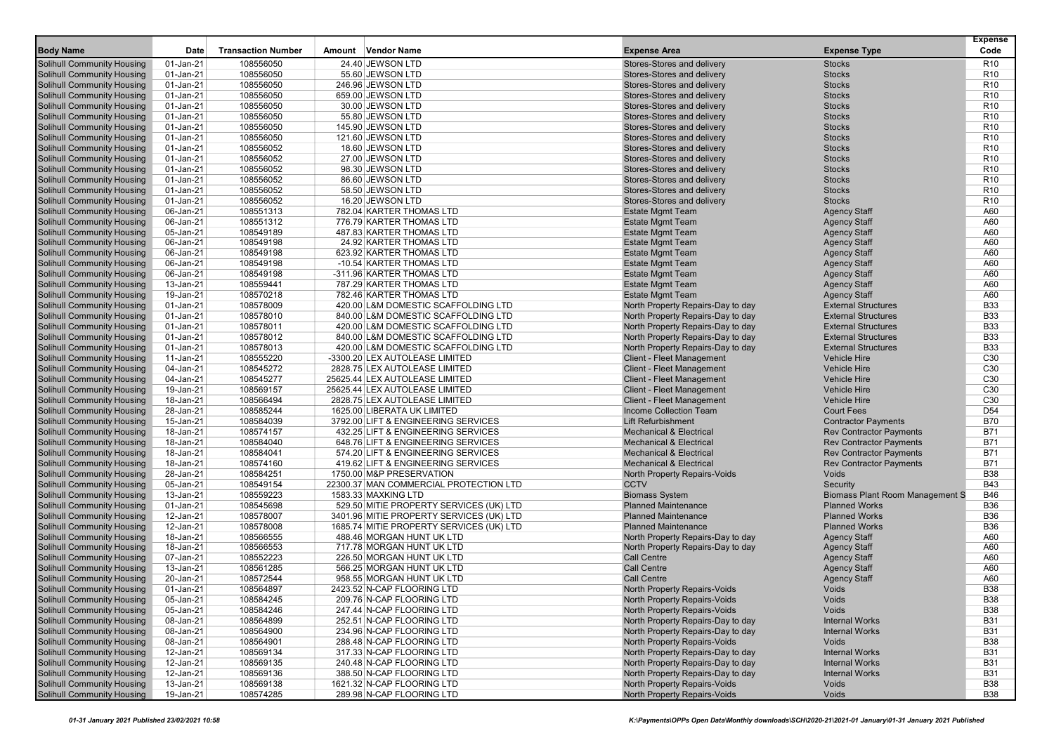| Body Name | Date | Transaction Number | Amount | Vendor Name | Expense Area | Expense Type | Expense Code |
|---|---|---|---|---|---|---|---|
| Solihull Community Housing | 01-Jan-21 | 108556050 | 24.40 | JEWSON LTD | Stores-Stores and delivery | Stocks | R10 |
| Solihull Community Housing | 01-Jan-21 | 108556050 | 55.60 | JEWSON LTD | Stores-Stores and delivery | Stocks | R10 |
| Solihull Community Housing | 01-Jan-21 | 108556050 | 246.96 | JEWSON LTD | Stores-Stores and delivery | Stocks | R10 |
| Solihull Community Housing | 01-Jan-21 | 108556050 | 659.00 | JEWSON LTD | Stores-Stores and delivery | Stocks | R10 |
| Solihull Community Housing | 01-Jan-21 | 108556050 | 30.00 | JEWSON LTD | Stores-Stores and delivery | Stocks | R10 |
| Solihull Community Housing | 01-Jan-21 | 108556050 | 55.80 | JEWSON LTD | Stores-Stores and delivery | Stocks | R10 |
| Solihull Community Housing | 01-Jan-21 | 108556050 | 145.90 | JEWSON LTD | Stores-Stores and delivery | Stocks | R10 |
| Solihull Community Housing | 01-Jan-21 | 108556050 | 121.60 | JEWSON LTD | Stores-Stores and delivery | Stocks | R10 |
| Solihull Community Housing | 01-Jan-21 | 108556052 | 18.60 | JEWSON LTD | Stores-Stores and delivery | Stocks | R10 |
| Solihull Community Housing | 01-Jan-21 | 108556052 | 27.00 | JEWSON LTD | Stores-Stores and delivery | Stocks | R10 |
| Solihull Community Housing | 01-Jan-21 | 108556052 | 98.30 | JEWSON LTD | Stores-Stores and delivery | Stocks | R10 |
| Solihull Community Housing | 01-Jan-21 | 108556052 | 86.60 | JEWSON LTD | Stores-Stores and delivery | Stocks | R10 |
| Solihull Community Housing | 01-Jan-21 | 108556052 | 58.50 | JEWSON LTD | Stores-Stores and delivery | Stocks | R10 |
| Solihull Community Housing | 01-Jan-21 | 108556052 | 16.20 | JEWSON LTD | Stores-Stores and delivery | Stocks | R10 |
| Solihull Community Housing | 06-Jan-21 | 108551313 | 782.04 | KARTER THOMAS LTD | Estate Mgmt Team | Agency Staff | A60 |
| Solihull Community Housing | 06-Jan-21 | 108551312 | 776.79 | KARTER THOMAS LTD | Estate Mgmt Team | Agency Staff | A60 |
| Solihull Community Housing | 05-Jan-21 | 108549189 | 487.83 | KARTER THOMAS LTD | Estate Mgmt Team | Agency Staff | A60 |
| Solihull Community Housing | 06-Jan-21 | 108549198 | 24.92 | KARTER THOMAS LTD | Estate Mgmt Team | Agency Staff | A60 |
| Solihull Community Housing | 06-Jan-21 | 108549198 | 623.92 | KARTER THOMAS LTD | Estate Mgmt Team | Agency Staff | A60 |
| Solihull Community Housing | 06-Jan-21 | 108549198 | -10.54 | KARTER THOMAS LTD | Estate Mgmt Team | Agency Staff | A60 |
| Solihull Community Housing | 06-Jan-21 | 108549198 | -311.96 | KARTER THOMAS LTD | Estate Mgmt Team | Agency Staff | A60 |
| Solihull Community Housing | 13-Jan-21 | 108559441 | 787.29 | KARTER THOMAS LTD | Estate Mgmt Team | Agency Staff | A60 |
| Solihull Community Housing | 19-Jan-21 | 108570218 | 782.46 | KARTER THOMAS LTD | Estate Mgmt Team | Agency Staff | A60 |
| Solihull Community Housing | 01-Jan-21 | 108578009 | 420.00 | L&M DOMESTIC SCAFFOLDING LTD | North Property Repairs-Day to day | External Structures | B33 |
| Solihull Community Housing | 01-Jan-21 | 108578010 | 840.00 | L&M DOMESTIC SCAFFOLDING LTD | North Property Repairs-Day to day | External Structures | B33 |
| Solihull Community Housing | 01-Jan-21 | 108578011 | 420.00 | L&M DOMESTIC SCAFFOLDING LTD | North Property Repairs-Day to day | External Structures | B33 |
| Solihull Community Housing | 01-Jan-21 | 108578012 | 840.00 | L&M DOMESTIC SCAFFOLDING LTD | North Property Repairs-Day to day | External Structures | B33 |
| Solihull Community Housing | 01-Jan-21 | 108578013 | 420.00 | L&M DOMESTIC SCAFFOLDING LTD | North Property Repairs-Day to day | External Structures | B33 |
| Solihull Community Housing | 11-Jan-21 | 108555220 | -3300.20 | LEX AUTOLEASE LIMITED | Client - Fleet Management | Vehicle Hire | C30 |
| Solihull Community Housing | 04-Jan-21 | 108545272 | 2828.75 | LEX AUTOLEASE LIMITED | Client - Fleet Management | Vehicle Hire | C30 |
| Solihull Community Housing | 04-Jan-21 | 108545277 | 25625.44 | LEX AUTOLEASE LIMITED | Client - Fleet Management | Vehicle Hire | C30 |
| Solihull Community Housing | 19-Jan-21 | 108569157 | 25625.44 | LEX AUTOLEASE LIMITED | Client - Fleet Management | Vehicle Hire | C30 |
| Solihull Community Housing | 18-Jan-21 | 108566494 | 2828.75 | LEX AUTOLEASE LIMITED | Client - Fleet Management | Vehicle Hire | C30 |
| Solihull Community Housing | 28-Jan-21 | 108585244 | 1625.00 | LIBERATA UK LIMITED | Income Collection Team | Court Fees | D54 |
| Solihull Community Housing | 15-Jan-21 | 108584039 | 3792.00 | LIFT & ENGINEERING SERVICES | Lift Refurbishment | Contractor Payments | B70 |
| Solihull Community Housing | 18-Jan-21 | 108574157 | 432.25 | LIFT & ENGINEERING SERVICES | Mechanical & Electrical | Rev Contractor Payments | B71 |
| Solihull Community Housing | 18-Jan-21 | 108584040 | 648.76 | LIFT & ENGINEERING SERVICES | Mechanical & Electrical | Rev Contractor Payments | B71 |
| Solihull Community Housing | 18-Jan-21 | 108584041 | 574.20 | LIFT & ENGINEERING SERVICES | Mechanical & Electrical | Rev Contractor Payments | B71 |
| Solihull Community Housing | 18-Jan-21 | 108574160 | 419.62 | LIFT & ENGINEERING SERVICES | Mechanical & Electrical | Rev Contractor Payments | B71 |
| Solihull Community Housing | 28-Jan-21 | 108584251 | 1750.00 | M&P PRESERVATION | North Property Repairs-Voids | Voids | B38 |
| Solihull Community Housing | 05-Jan-21 | 108549154 | 22300.37 | MAN COMMERCIAL PROTECTION LTD | CCTV | Security | B43 |
| Solihull Community Housing | 13-Jan-21 | 108559223 | 1583.33 | MAXKING LTD | Biomass System | Biomass Plant Room Management S | B46 |
| Solihull Community Housing | 01-Jan-21 | 108545698 | 529.50 | MITIE PROPERTY SERVICES (UK) LTD | Planned Maintenance | Planned Works | B36 |
| Solihull Community Housing | 12-Jan-21 | 108578007 | 3401.96 | MITIE PROPERTY SERVICES (UK) LTD | Planned Maintenance | Planned Works | B36 |
| Solihull Community Housing | 12-Jan-21 | 108578008 | 1685.74 | MITIE PROPERTY SERVICES (UK) LTD | Planned Maintenance | Planned Works | B36 |
| Solihull Community Housing | 18-Jan-21 | 108566555 | 488.46 | MORGAN HUNT UK LTD | North Property Repairs-Day to day | Agency Staff | A60 |
| Solihull Community Housing | 18-Jan-21 | 108566553 | 717.78 | MORGAN HUNT UK LTD | North Property Repairs-Day to day | Agency Staff | A60 |
| Solihull Community Housing | 07-Jan-21 | 108552223 | 226.50 | MORGAN HUNT UK LTD | Call Centre | Agency Staff | A60 |
| Solihull Community Housing | 13-Jan-21 | 108561285 | 566.25 | MORGAN HUNT UK LTD | Call Centre | Agency Staff | A60 |
| Solihull Community Housing | 20-Jan-21 | 108572544 | 958.55 | MORGAN HUNT UK LTD | Call Centre | Agency Staff | A60 |
| Solihull Community Housing | 01-Jan-21 | 108564897 | 2423.52 | N-CAP FLOORING LTD | North Property Repairs-Voids | Voids | B38 |
| Solihull Community Housing | 05-Jan-21 | 108584245 | 209.76 | N-CAP FLOORING LTD | North Property Repairs-Voids | Voids | B38 |
| Solihull Community Housing | 05-Jan-21 | 108584246 | 247.44 | N-CAP FLOORING LTD | North Property Repairs-Voids | Voids | B38 |
| Solihull Community Housing | 08-Jan-21 | 108564899 | 252.51 | N-CAP FLOORING LTD | North Property Repairs-Day to day | Internal Works | B31 |
| Solihull Community Housing | 08-Jan-21 | 108564900 | 234.96 | N-CAP FLOORING LTD | North Property Repairs-Day to day | Internal Works | B31 |
| Solihull Community Housing | 08-Jan-21 | 108564901 | 288.48 | N-CAP FLOORING LTD | North Property Repairs-Voids | Voids | B38 |
| Solihull Community Housing | 12-Jan-21 | 108569134 | 317.33 | N-CAP FLOORING LTD | North Property Repairs-Day to day | Internal Works | B31 |
| Solihull Community Housing | 12-Jan-21 | 108569135 | 240.48 | N-CAP FLOORING LTD | North Property Repairs-Day to day | Internal Works | B31 |
| Solihull Community Housing | 12-Jan-21 | 108569136 | 388.50 | N-CAP FLOORING LTD | North Property Repairs-Day to day | Internal Works | B31 |
| Solihull Community Housing | 13-Jan-21 | 108569138 | 1621.32 | N-CAP FLOORING LTD | North Property Repairs-Voids | Voids | B38 |
| Solihull Community Housing | 19-Jan-21 | 108574285 | 289.98 | N-CAP FLOORING LTD | North Property Repairs-Voids | Voids | B38 |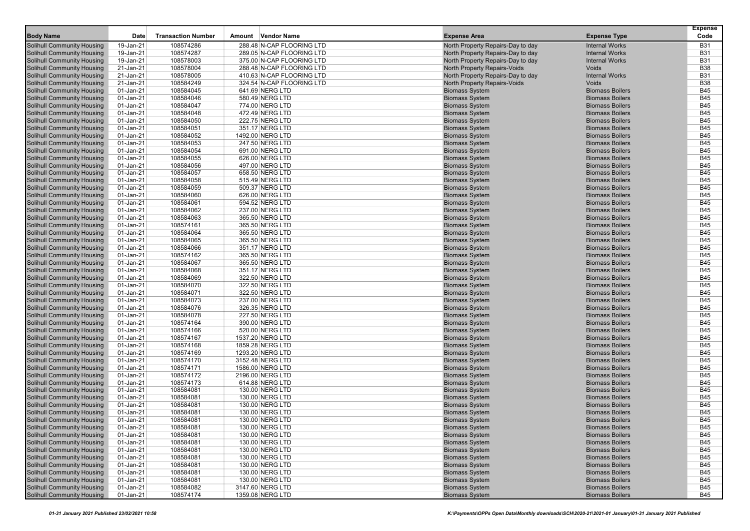| Body Name | Date | Transaction Number | Amount | Vendor Name | Expense Area | Expense Type | Expense Code |
|---|---|---|---|---|---|---|---|
| Solihull Community Housing | 19-Jan-21 | 108574286 | 288.48 | N-CAP FLOORING LTD | North Property Repairs-Day to day | Internal Works | B31 |
| Solihull Community Housing | 19-Jan-21 | 108574287 | 289.05 | N-CAP FLOORING LTD | North Property Repairs-Day to day | Internal Works | B31 |
| Solihull Community Housing | 19-Jan-21 | 108578003 | 375.00 | N-CAP FLOORING LTD | North Property Repairs-Day to day | Internal Works | B31 |
| Solihull Community Housing | 21-Jan-21 | 108578004 | 288.48 | N-CAP FLOORING LTD | North Property Repairs-Voids | Voids | B38 |
| Solihull Community Housing | 21-Jan-21 | 108578005 | 410.63 | N-CAP FLOORING LTD | North Property Repairs-Day to day | Internal Works | B31 |
| Solihull Community Housing | 21-Jan-21 | 108584249 | 324.54 | N-CAP FLOORING LTD | North Property Repairs-Voids | Voids | B38 |
| Solihull Community Housing | 01-Jan-21 | 108584045 | 641.69 | NERG LTD | Biomass System | Biomass Boilers | B45 |
| Solihull Community Housing | 01-Jan-21 | 108584046 | 580.49 | NERG LTD | Biomass System | Biomass Boilers | B45 |
| Solihull Community Housing | 01-Jan-21 | 108584047 | 774.00 | NERG LTD | Biomass System | Biomass Boilers | B45 |
| Solihull Community Housing | 01-Jan-21 | 108584048 | 472.49 | NERG LTD | Biomass System | Biomass Boilers | B45 |
| Solihull Community Housing | 01-Jan-21 | 108584050 | 222.75 | NERG LTD | Biomass System | Biomass Boilers | B45 |
| Solihull Community Housing | 01-Jan-21 | 108584051 | 351.17 | NERG LTD | Biomass System | Biomass Boilers | B45 |
| Solihull Community Housing | 01-Jan-21 | 108584052 | 1492.00 | NERG LTD | Biomass System | Biomass Boilers | B45 |
| Solihull Community Housing | 01-Jan-21 | 108584053 | 247.50 | NERG LTD | Biomass System | Biomass Boilers | B45 |
| Solihull Community Housing | 01-Jan-21 | 108584054 | 691.00 | NERG LTD | Biomass System | Biomass Boilers | B45 |
| Solihull Community Housing | 01-Jan-21 | 108584055 | 626.00 | NERG LTD | Biomass System | Biomass Boilers | B45 |
| Solihull Community Housing | 01-Jan-21 | 108584056 | 497.00 | NERG LTD | Biomass System | Biomass Boilers | B45 |
| Solihull Community Housing | 01-Jan-21 | 108584057 | 658.50 | NERG LTD | Biomass System | Biomass Boilers | B45 |
| Solihull Community Housing | 01-Jan-21 | 108584058 | 515.49 | NERG LTD | Biomass System | Biomass Boilers | B45 |
| Solihull Community Housing | 01-Jan-21 | 108584059 | 509.37 | NERG LTD | Biomass System | Biomass Boilers | B45 |
| Solihull Community Housing | 01-Jan-21 | 108584060 | 626.00 | NERG LTD | Biomass System | Biomass Boilers | B45 |
| Solihull Community Housing | 01-Jan-21 | 108584061 | 594.52 | NERG LTD | Biomass System | Biomass Boilers | B45 |
| Solihull Community Housing | 01-Jan-21 | 108584062 | 237.00 | NERG LTD | Biomass System | Biomass Boilers | B45 |
| Solihull Community Housing | 01-Jan-21 | 108584063 | 365.50 | NERG LTD | Biomass System | Biomass Boilers | B45 |
| Solihull Community Housing | 01-Jan-21 | 108574161 | 365.50 | NERG LTD | Biomass System | Biomass Boilers | B45 |
| Solihull Community Housing | 01-Jan-21 | 108584064 | 365.50 | NERG LTD | Biomass System | Biomass Boilers | B45 |
| Solihull Community Housing | 01-Jan-21 | 108584065 | 365.50 | NERG LTD | Biomass System | Biomass Boilers | B45 |
| Solihull Community Housing | 01-Jan-21 | 108584066 | 351.17 | NERG LTD | Biomass System | Biomass Boilers | B45 |
| Solihull Community Housing | 01-Jan-21 | 108574162 | 365.50 | NERG LTD | Biomass System | Biomass Boilers | B45 |
| Solihull Community Housing | 01-Jan-21 | 108584067 | 365.50 | NERG LTD | Biomass System | Biomass Boilers | B45 |
| Solihull Community Housing | 01-Jan-21 | 108584068 | 351.17 | NERG LTD | Biomass System | Biomass Boilers | B45 |
| Solihull Community Housing | 01-Jan-21 | 108584069 | 322.50 | NERG LTD | Biomass System | Biomass Boilers | B45 |
| Solihull Community Housing | 01-Jan-21 | 108584070 | 322.50 | NERG LTD | Biomass System | Biomass Boilers | B45 |
| Solihull Community Housing | 01-Jan-21 | 108584071 | 322.50 | NERG LTD | Biomass System | Biomass Boilers | B45 |
| Solihull Community Housing | 01-Jan-21 | 108584073 | 237.00 | NERG LTD | Biomass System | Biomass Boilers | B45 |
| Solihull Community Housing | 01-Jan-21 | 108584076 | 326.35 | NERG LTD | Biomass System | Biomass Boilers | B45 |
| Solihull Community Housing | 01-Jan-21 | 108584078 | 227.50 | NERG LTD | Biomass System | Biomass Boilers | B45 |
| Solihull Community Housing | 01-Jan-21 | 108574164 | 390.00 | NERG LTD | Biomass System | Biomass Boilers | B45 |
| Solihull Community Housing | 01-Jan-21 | 108574166 | 520.00 | NERG LTD | Biomass System | Biomass Boilers | B45 |
| Solihull Community Housing | 01-Jan-21 | 108574167 | 1537.20 | NERG LTD | Biomass System | Biomass Boilers | B45 |
| Solihull Community Housing | 01-Jan-21 | 108574168 | 1859.28 | NERG LTD | Biomass System | Biomass Boilers | B45 |
| Solihull Community Housing | 01-Jan-21 | 108574169 | 1293.20 | NERG LTD | Biomass System | Biomass Boilers | B45 |
| Solihull Community Housing | 01-Jan-21 | 108574170 | 3152.48 | NERG LTD | Biomass System | Biomass Boilers | B45 |
| Solihull Community Housing | 01-Jan-21 | 108574171 | 1586.00 | NERG LTD | Biomass System | Biomass Boilers | B45 |
| Solihull Community Housing | 01-Jan-21 | 108574172 | 2196.00 | NERG LTD | Biomass System | Biomass Boilers | B45 |
| Solihull Community Housing | 01-Jan-21 | 108574173 | 614.88 | NERG LTD | Biomass System | Biomass Boilers | B45 |
| Solihull Community Housing | 01-Jan-21 | 108584081 | 130.00 | NERG LTD | Biomass System | Biomass Boilers | B45 |
| Solihull Community Housing | 01-Jan-21 | 108584081 | 130.00 | NERG LTD | Biomass System | Biomass Boilers | B45 |
| Solihull Community Housing | 01-Jan-21 | 108584081 | 130.00 | NERG LTD | Biomass System | Biomass Boilers | B45 |
| Solihull Community Housing | 01-Jan-21 | 108584081 | 130.00 | NERG LTD | Biomass System | Biomass Boilers | B45 |
| Solihull Community Housing | 01-Jan-21 | 108584081 | 130.00 | NERG LTD | Biomass System | Biomass Boilers | B45 |
| Solihull Community Housing | 01-Jan-21 | 108584081 | 130.00 | NERG LTD | Biomass System | Biomass Boilers | B45 |
| Solihull Community Housing | 01-Jan-21 | 108584081 | 130.00 | NERG LTD | Biomass System | Biomass Boilers | B45 |
| Solihull Community Housing | 01-Jan-21 | 108584081 | 130.00 | NERG LTD | Biomass System | Biomass Boilers | B45 |
| Solihull Community Housing | 01-Jan-21 | 108584081 | 130.00 | NERG LTD | Biomass System | Biomass Boilers | B45 |
| Solihull Community Housing | 01-Jan-21 | 108584081 | 130.00 | NERG LTD | Biomass System | Biomass Boilers | B45 |
| Solihull Community Housing | 01-Jan-21 | 108584081 | 130.00 | NERG LTD | Biomass System | Biomass Boilers | B45 |
| Solihull Community Housing | 01-Jan-21 | 108584081 | 130.00 | NERG LTD | Biomass System | Biomass Boilers | B45 |
| Solihull Community Housing | 01-Jan-21 | 108584081 | 130.00 | NERG LTD | Biomass System | Biomass Boilers | B45 |
| Solihull Community Housing | 01-Jan-21 | 108584082 | 3147.60 | NERG LTD | Biomass System | Biomass Boilers | B45 |
| Solihull Community Housing | 01-Jan-21 | 108574174 | 1359.08 | NERG LTD | Biomass System | Biomass Boilers | B45 |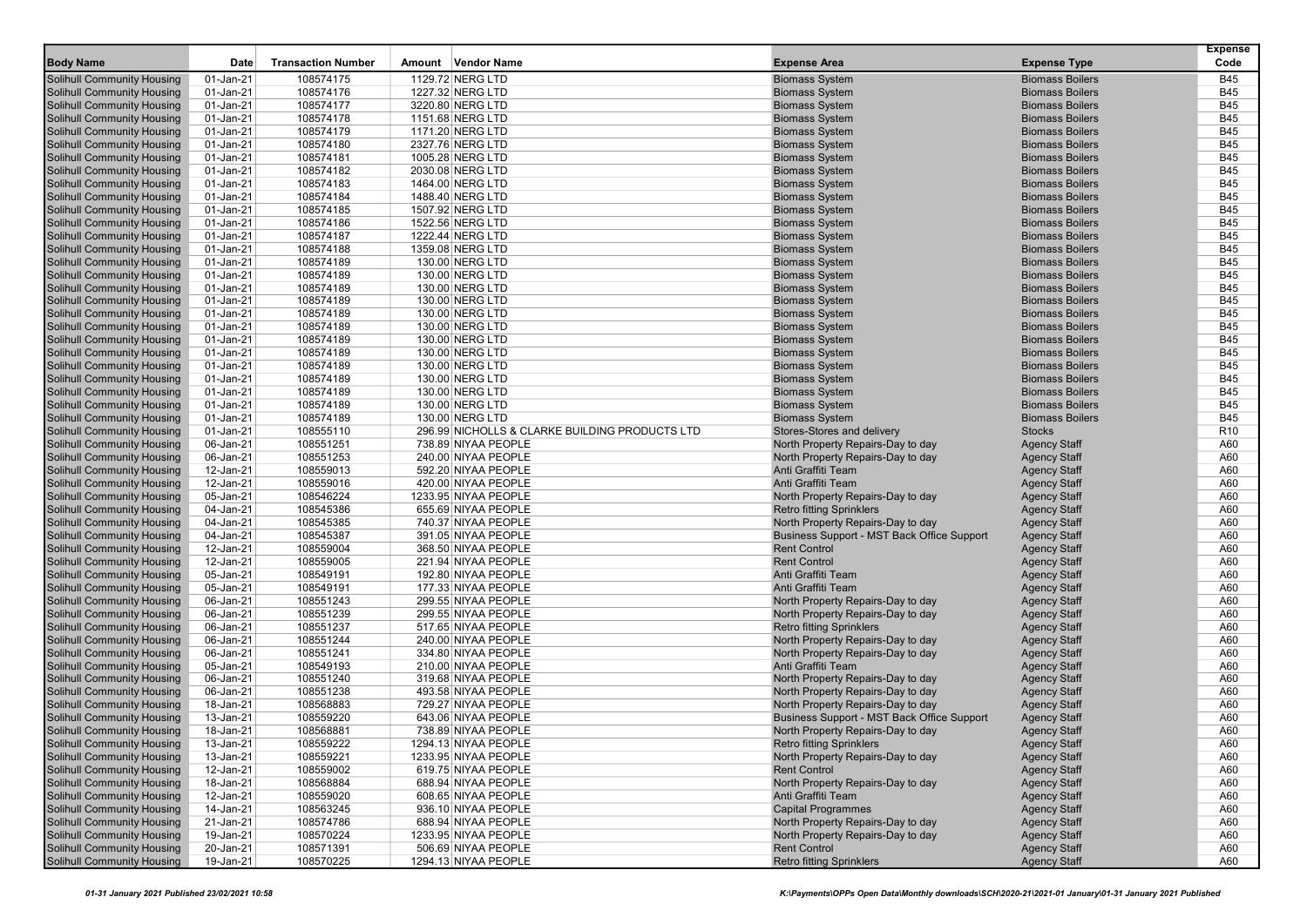| Body Name | Date | Transaction Number | Amount | Vendor Name | Expense Area | Expense Type | Expense Code |
|---|---|---|---|---|---|---|---|
| Solihull Community Housing | 01-Jan-21 | 108574175 | 1129.72 | NERG LTD | Biomass System | Biomass Boilers | B45 |
| Solihull Community Housing | 01-Jan-21 | 108574176 | 1227.32 | NERG LTD | Biomass System | Biomass Boilers | B45 |
| Solihull Community Housing | 01-Jan-21 | 108574177 | 3220.80 | NERG LTD | Biomass System | Biomass Boilers | B45 |
| Solihull Community Housing | 01-Jan-21 | 108574178 | 1151.68 | NERG LTD | Biomass System | Biomass Boilers | B45 |
| Solihull Community Housing | 01-Jan-21 | 108574179 | 1171.20 | NERG LTD | Biomass System | Biomass Boilers | B45 |
| Solihull Community Housing | 01-Jan-21 | 108574180 | 2327.76 | NERG LTD | Biomass System | Biomass Boilers | B45 |
| Solihull Community Housing | 01-Jan-21 | 108574181 | 1005.28 | NERG LTD | Biomass System | Biomass Boilers | B45 |
| Solihull Community Housing | 01-Jan-21 | 108574182 | 2030.08 | NERG LTD | Biomass System | Biomass Boilers | B45 |
| Solihull Community Housing | 01-Jan-21 | 108574183 | 1464.00 | NERG LTD | Biomass System | Biomass Boilers | B45 |
| Solihull Community Housing | 01-Jan-21 | 108574184 | 1488.40 | NERG LTD | Biomass System | Biomass Boilers | B45 |
| Solihull Community Housing | 01-Jan-21 | 108574185 | 1507.92 | NERG LTD | Biomass System | Biomass Boilers | B45 |
| Solihull Community Housing | 01-Jan-21 | 108574186 | 1522.56 | NERG LTD | Biomass System | Biomass Boilers | B45 |
| Solihull Community Housing | 01-Jan-21 | 108574187 | 1222.44 | NERG LTD | Biomass System | Biomass Boilers | B45 |
| Solihull Community Housing | 01-Jan-21 | 108574188 | 1359.08 | NERG LTD | Biomass System | Biomass Boilers | B45 |
| Solihull Community Housing | 01-Jan-21 | 108574189 | 130.00 | NERG LTD | Biomass System | Biomass Boilers | B45 |
| Solihull Community Housing | 01-Jan-21 | 108574189 | 130.00 | NERG LTD | Biomass System | Biomass Boilers | B45 |
| Solihull Community Housing | 01-Jan-21 | 108574189 | 130.00 | NERG LTD | Biomass System | Biomass Boilers | B45 |
| Solihull Community Housing | 01-Jan-21 | 108574189 | 130.00 | NERG LTD | Biomass System | Biomass Boilers | B45 |
| Solihull Community Housing | 01-Jan-21 | 108574189 | 130.00 | NERG LTD | Biomass System | Biomass Boilers | B45 |
| Solihull Community Housing | 01-Jan-21 | 108574189 | 130.00 | NERG LTD | Biomass System | Biomass Boilers | B45 |
| Solihull Community Housing | 01-Jan-21 | 108574189 | 130.00 | NERG LTD | Biomass System | Biomass Boilers | B45 |
| Solihull Community Housing | 01-Jan-21 | 108574189 | 130.00 | NERG LTD | Biomass System | Biomass Boilers | B45 |
| Solihull Community Housing | 01-Jan-21 | 108574189 | 130.00 | NERG LTD | Biomass System | Biomass Boilers | B45 |
| Solihull Community Housing | 01-Jan-21 | 108574189 | 130.00 | NERG LTD | Biomass System | Biomass Boilers | B45 |
| Solihull Community Housing | 01-Jan-21 | 108574189 | 130.00 | NERG LTD | Biomass System | Biomass Boilers | B45 |
| Solihull Community Housing | 01-Jan-21 | 108574189 | 130.00 | NERG LTD | Biomass System | Biomass Boilers | B45 |
| Solihull Community Housing | 01-Jan-21 | 108574189 | 130.00 | NERG LTD | Biomass System | Biomass Boilers | B45 |
| Solihull Community Housing | 01-Jan-21 | 108555110 | 296.99 | NICHOLLS & CLARKE BUILDING PRODUCTS LTD | Stores-Stores and delivery | Stocks | R10 |
| Solihull Community Housing | 06-Jan-21 | 108551251 | 738.89 | NIYAA PEOPLE | North Property Repairs-Day to day | Agency Staff | A60 |
| Solihull Community Housing | 06-Jan-21 | 108551253 | 240.00 | NIYAA PEOPLE | North Property Repairs-Day to day | Agency Staff | A60 |
| Solihull Community Housing | 12-Jan-21 | 108559013 | 592.20 | NIYAA PEOPLE | Anti Graffiti Team | Agency Staff | A60 |
| Solihull Community Housing | 12-Jan-21 | 108559016 | 420.00 | NIYAA PEOPLE | Anti Graffiti Team | Agency Staff | A60 |
| Solihull Community Housing | 05-Jan-21 | 108546224 | 1233.95 | NIYAA PEOPLE | North Property Repairs-Day to day | Agency Staff | A60 |
| Solihull Community Housing | 04-Jan-21 | 108545386 | 655.69 | NIYAA PEOPLE | Retro fitting Sprinklers | Agency Staff | A60 |
| Solihull Community Housing | 04-Jan-21 | 108545385 | 740.37 | NIYAA PEOPLE | North Property Repairs-Day to day | Agency Staff | A60 |
| Solihull Community Housing | 04-Jan-21 | 108545387 | 391.05 | NIYAA PEOPLE | Business Support - MST Back Office Support | Agency Staff | A60 |
| Solihull Community Housing | 12-Jan-21 | 108559004 | 368.50 | NIYAA PEOPLE | Rent Control | Agency Staff | A60 |
| Solihull Community Housing | 12-Jan-21 | 108559005 | 221.94 | NIYAA PEOPLE | Rent Control | Agency Staff | A60 |
| Solihull Community Housing | 05-Jan-21 | 108549191 | 192.80 | NIYAA PEOPLE | Anti Graffiti Team | Agency Staff | A60 |
| Solihull Community Housing | 05-Jan-21 | 108549191 | 177.33 | NIYAA PEOPLE | Anti Graffiti Team | Agency Staff | A60 |
| Solihull Community Housing | 06-Jan-21 | 108551243 | 299.55 | NIYAA PEOPLE | North Property Repairs-Day to day | Agency Staff | A60 |
| Solihull Community Housing | 06-Jan-21 | 108551239 | 299.55 | NIYAA PEOPLE | North Property Repairs-Day to day | Agency Staff | A60 |
| Solihull Community Housing | 06-Jan-21 | 108551237 | 517.65 | NIYAA PEOPLE | Retro fitting Sprinklers | Agency Staff | A60 |
| Solihull Community Housing | 06-Jan-21 | 108551244 | 240.00 | NIYAA PEOPLE | North Property Repairs-Day to day | Agency Staff | A60 |
| Solihull Community Housing | 06-Jan-21 | 108551241 | 334.80 | NIYAA PEOPLE | North Property Repairs-Day to day | Agency Staff | A60 |
| Solihull Community Housing | 05-Jan-21 | 108549193 | 210.00 | NIYAA PEOPLE | Anti Graffiti Team | Agency Staff | A60 |
| Solihull Community Housing | 06-Jan-21 | 108551240 | 319.68 | NIYAA PEOPLE | North Property Repairs-Day to day | Agency Staff | A60 |
| Solihull Community Housing | 06-Jan-21 | 108551238 | 493.58 | NIYAA PEOPLE | North Property Repairs-Day to day | Agency Staff | A60 |
| Solihull Community Housing | 18-Jan-21 | 108568883 | 729.27 | NIYAA PEOPLE | North Property Repairs-Day to day | Agency Staff | A60 |
| Solihull Community Housing | 13-Jan-21 | 108559220 | 643.06 | NIYAA PEOPLE | Business Support - MST Back Office Support | Agency Staff | A60 |
| Solihull Community Housing | 18-Jan-21 | 108568881 | 738.89 | NIYAA PEOPLE | North Property Repairs-Day to day | Agency Staff | A60 |
| Solihull Community Housing | 13-Jan-21 | 108559222 | 1294.13 | NIYAA PEOPLE | Retro fitting Sprinklers | Agency Staff | A60 |
| Solihull Community Housing | 13-Jan-21 | 108559221 | 1233.95 | NIYAA PEOPLE | North Property Repairs-Day to day | Agency Staff | A60 |
| Solihull Community Housing | 12-Jan-21 | 108559002 | 619.75 | NIYAA PEOPLE | Rent Control | Agency Staff | A60 |
| Solihull Community Housing | 18-Jan-21 | 108568884 | 688.94 | NIYAA PEOPLE | North Property Repairs-Day to day | Agency Staff | A60 |
| Solihull Community Housing | 12-Jan-21 | 108559020 | 608.65 | NIYAA PEOPLE | Anti Graffiti Team | Agency Staff | A60 |
| Solihull Community Housing | 14-Jan-21 | 108563245 | 936.10 | NIYAA PEOPLE | Capital Programmes | Agency Staff | A60 |
| Solihull Community Housing | 21-Jan-21 | 108574786 | 688.94 | NIYAA PEOPLE | North Property Repairs-Day to day | Agency Staff | A60 |
| Solihull Community Housing | 19-Jan-21 | 108570224 | 1233.95 | NIYAA PEOPLE | North Property Repairs-Day to day | Agency Staff | A60 |
| Solihull Community Housing | 20-Jan-21 | 108571391 | 506.69 | NIYAA PEOPLE | Rent Control | Agency Staff | A60 |
| Solihull Community Housing | 19-Jan-21 | 108570225 | 1294.13 | NIYAA PEOPLE | Retro fitting Sprinklers | Agency Staff | A60 |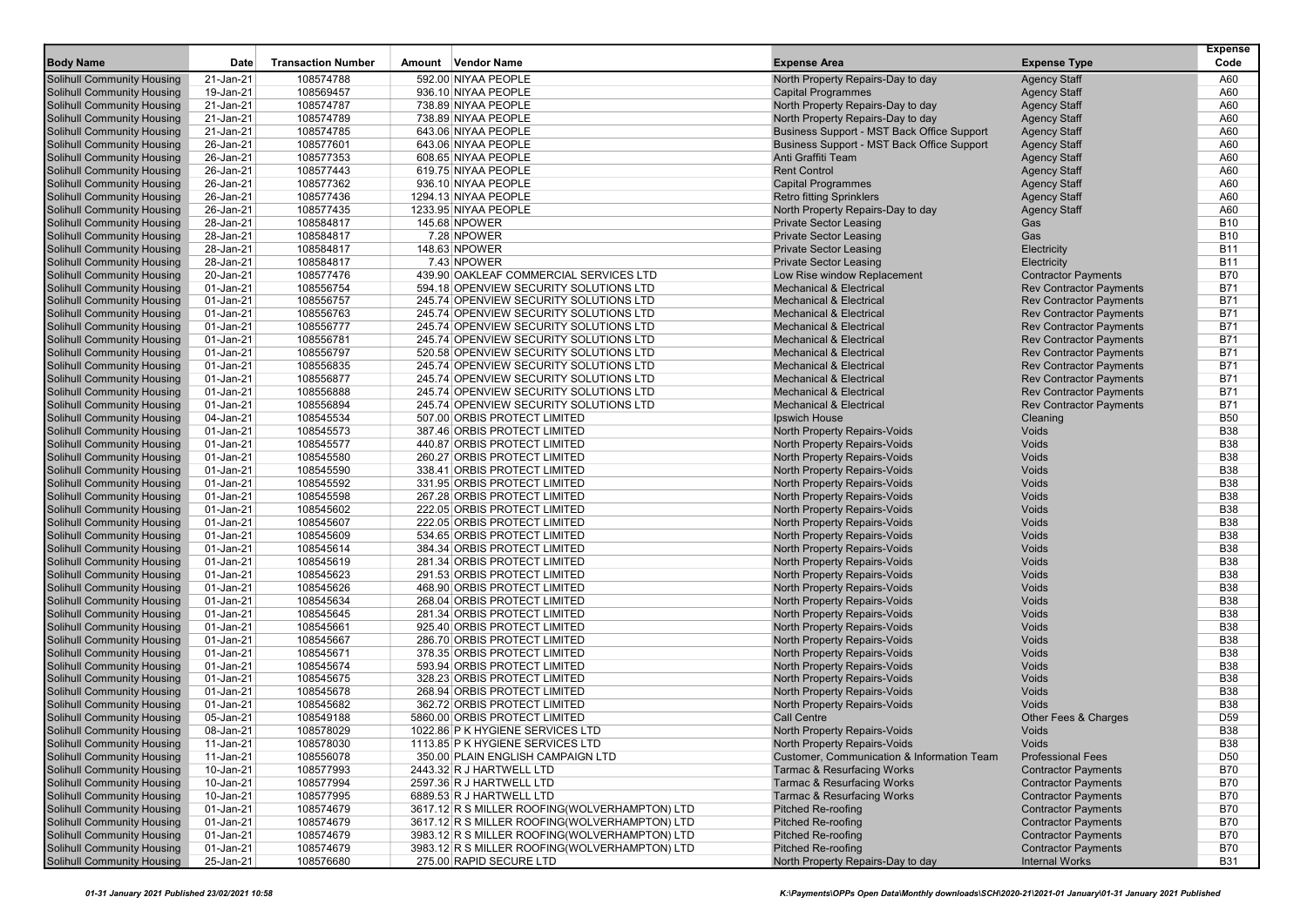| Body Name | Date | Transaction Number | Amount | Vendor Name | Expense Area | Expense Type | Expense Code |
|---|---|---|---|---|---|---|---|
| Solihull Community Housing | 21-Jan-21 | 108574788 | 592.00 | NIYAA PEOPLE | North Property Repairs-Day to day | Agency Staff | A60 |
| Solihull Community Housing | 19-Jan-21 | 108569457 | 936.10 | NIYAA PEOPLE | Capital Programmes | Agency Staff | A60 |
| Solihull Community Housing | 21-Jan-21 | 108574787 | 738.89 | NIYAA PEOPLE | North Property Repairs-Day to day | Agency Staff | A60 |
| Solihull Community Housing | 21-Jan-21 | 108574789 | 738.89 | NIYAA PEOPLE | North Property Repairs-Day to day | Agency Staff | A60 |
| Solihull Community Housing | 21-Jan-21 | 108574785 | 643.06 | NIYAA PEOPLE | Business Support - MST Back Office Support | Agency Staff | A60 |
| Solihull Community Housing | 26-Jan-21 | 108577601 | 643.06 | NIYAA PEOPLE | Business Support - MST Back Office Support | Agency Staff | A60 |
| Solihull Community Housing | 26-Jan-21 | 108577353 | 608.65 | NIYAA PEOPLE | Anti Graffiti Team | Agency Staff | A60 |
| Solihull Community Housing | 26-Jan-21 | 108577443 | 619.75 | NIYAA PEOPLE | Rent Control | Agency Staff | A60 |
| Solihull Community Housing | 26-Jan-21 | 108577362 | 936.10 | NIYAA PEOPLE | Capital Programmes | Agency Staff | A60 |
| Solihull Community Housing | 26-Jan-21 | 108577436 | 1294.13 | NIYAA PEOPLE | Retro fitting Sprinklers | Agency Staff | A60 |
| Solihull Community Housing | 26-Jan-21 | 108577435 | 1233.95 | NIYAA PEOPLE | North Property Repairs-Day to day | Agency Staff | A60 |
| Solihull Community Housing | 28-Jan-21 | 108584817 | 145.68 | NPOWER | Private Sector Leasing | Gas | B10 |
| Solihull Community Housing | 28-Jan-21 | 108584817 | 7.28 | NPOWER | Private Sector Leasing | Gas | B10 |
| Solihull Community Housing | 28-Jan-21 | 108584817 | 148.63 | NPOWER | Private Sector Leasing | Electricity | B11 |
| Solihull Community Housing | 28-Jan-21 | 108584817 | 7.43 | NPOWER | Private Sector Leasing | Electricity | B11 |
| Solihull Community Housing | 20-Jan-21 | 108577476 | 439.90 | OAKLEAF COMMERCIAL SERVICES LTD | Low Rise window Replacement | Contractor Payments | B70 |
| Solihull Community Housing | 01-Jan-21 | 108556754 | 594.18 | OPENVIEW SECURITY SOLUTIONS LTD | Mechanical & Electrical | Rev Contractor Payments | B71 |
| Solihull Community Housing | 01-Jan-21 | 108556757 | 245.74 | OPENVIEW SECURITY SOLUTIONS LTD | Mechanical & Electrical | Rev Contractor Payments | B71 |
| Solihull Community Housing | 01-Jan-21 | 108556763 | 245.74 | OPENVIEW SECURITY SOLUTIONS LTD | Mechanical & Electrical | Rev Contractor Payments | B71 |
| Solihull Community Housing | 01-Jan-21 | 108556777 | 245.74 | OPENVIEW SECURITY SOLUTIONS LTD | Mechanical & Electrical | Rev Contractor Payments | B71 |
| Solihull Community Housing | 01-Jan-21 | 108556781 | 245.74 | OPENVIEW SECURITY SOLUTIONS LTD | Mechanical & Electrical | Rev Contractor Payments | B71 |
| Solihull Community Housing | 01-Jan-21 | 108556797 | 520.58 | OPENVIEW SECURITY SOLUTIONS LTD | Mechanical & Electrical | Rev Contractor Payments | B71 |
| Solihull Community Housing | 01-Jan-21 | 108556835 | 245.74 | OPENVIEW SECURITY SOLUTIONS LTD | Mechanical & Electrical | Rev Contractor Payments | B71 |
| Solihull Community Housing | 01-Jan-21 | 108556877 | 245.74 | OPENVIEW SECURITY SOLUTIONS LTD | Mechanical & Electrical | Rev Contractor Payments | B71 |
| Solihull Community Housing | 01-Jan-21 | 108556888 | 245.74 | OPENVIEW SECURITY SOLUTIONS LTD | Mechanical & Electrical | Rev Contractor Payments | B71 |
| Solihull Community Housing | 01-Jan-21 | 108556894 | 245.74 | OPENVIEW SECURITY SOLUTIONS LTD | Mechanical & Electrical | Rev Contractor Payments | B71 |
| Solihull Community Housing | 04-Jan-21 | 108545534 | 507.00 | ORBIS PROTECT LIMITED | Ipswich House | Cleaning | B50 |
| Solihull Community Housing | 01-Jan-21 | 108545573 | 387.46 | ORBIS PROTECT LIMITED | North Property Repairs-Voids | Voids | B38 |
| Solihull Community Housing | 01-Jan-21 | 108545577 | 440.87 | ORBIS PROTECT LIMITED | North Property Repairs-Voids | Voids | B38 |
| Solihull Community Housing | 01-Jan-21 | 108545580 | 260.27 | ORBIS PROTECT LIMITED | North Property Repairs-Voids | Voids | B38 |
| Solihull Community Housing | 01-Jan-21 | 108545590 | 338.41 | ORBIS PROTECT LIMITED | North Property Repairs-Voids | Voids | B38 |
| Solihull Community Housing | 01-Jan-21 | 108545592 | 331.95 | ORBIS PROTECT LIMITED | North Property Repairs-Voids | Voids | B38 |
| Solihull Community Housing | 01-Jan-21 | 108545598 | 267.28 | ORBIS PROTECT LIMITED | North Property Repairs-Voids | Voids | B38 |
| Solihull Community Housing | 01-Jan-21 | 108545602 | 222.05 | ORBIS PROTECT LIMITED | North Property Repairs-Voids | Voids | B38 |
| Solihull Community Housing | 01-Jan-21 | 108545607 | 222.05 | ORBIS PROTECT LIMITED | North Property Repairs-Voids | Voids | B38 |
| Solihull Community Housing | 01-Jan-21 | 108545609 | 534.65 | ORBIS PROTECT LIMITED | North Property Repairs-Voids | Voids | B38 |
| Solihull Community Housing | 01-Jan-21 | 108545614 | 384.34 | ORBIS PROTECT LIMITED | North Property Repairs-Voids | Voids | B38 |
| Solihull Community Housing | 01-Jan-21 | 108545619 | 281.34 | ORBIS PROTECT LIMITED | North Property Repairs-Voids | Voids | B38 |
| Solihull Community Housing | 01-Jan-21 | 108545623 | 291.53 | ORBIS PROTECT LIMITED | North Property Repairs-Voids | Voids | B38 |
| Solihull Community Housing | 01-Jan-21 | 108545626 | 468.90 | ORBIS PROTECT LIMITED | North Property Repairs-Voids | Voids | B38 |
| Solihull Community Housing | 01-Jan-21 | 108545634 | 268.04 | ORBIS PROTECT LIMITED | North Property Repairs-Voids | Voids | B38 |
| Solihull Community Housing | 01-Jan-21 | 108545645 | 281.34 | ORBIS PROTECT LIMITED | North Property Repairs-Voids | Voids | B38 |
| Solihull Community Housing | 01-Jan-21 | 108545661 | 925.40 | ORBIS PROTECT LIMITED | North Property Repairs-Voids | Voids | B38 |
| Solihull Community Housing | 01-Jan-21 | 108545667 | 286.70 | ORBIS PROTECT LIMITED | North Property Repairs-Voids | Voids | B38 |
| Solihull Community Housing | 01-Jan-21 | 108545671 | 378.35 | ORBIS PROTECT LIMITED | North Property Repairs-Voids | Voids | B38 |
| Solihull Community Housing | 01-Jan-21 | 108545674 | 593.94 | ORBIS PROTECT LIMITED | North Property Repairs-Voids | Voids | B38 |
| Solihull Community Housing | 01-Jan-21 | 108545675 | 328.23 | ORBIS PROTECT LIMITED | North Property Repairs-Voids | Voids | B38 |
| Solihull Community Housing | 01-Jan-21 | 108545678 | 268.94 | ORBIS PROTECT LIMITED | North Property Repairs-Voids | Voids | B38 |
| Solihull Community Housing | 01-Jan-21 | 108545682 | 362.72 | ORBIS PROTECT LIMITED | North Property Repairs-Voids | Voids | B38 |
| Solihull Community Housing | 05-Jan-21 | 108549188 | 5860.00 | ORBIS PROTECT LIMITED | Call Centre | Other Fees & Charges | D59 |
| Solihull Community Housing | 08-Jan-21 | 108578029 | 1022.86 | P K HYGIENE SERVICES LTD | North Property Repairs-Voids | Voids | B38 |
| Solihull Community Housing | 11-Jan-21 | 108578030 | 1113.85 | P K HYGIENE SERVICES LTD | North Property Repairs-Voids | Voids | B38 |
| Solihull Community Housing | 11-Jan-21 | 108556078 | 350.00 | PLAIN ENGLISH CAMPAIGN LTD | Customer, Communication & Information Team | Professional Fees | D50 |
| Solihull Community Housing | 10-Jan-21 | 108577993 | 2443.32 | R J HARTWELL LTD | Tarmac & Resurfacing Works | Contractor Payments | B70 |
| Solihull Community Housing | 10-Jan-21 | 108577994 | 2597.36 | R J HARTWELL LTD | Tarmac & Resurfacing Works | Contractor Payments | B70 |
| Solihull Community Housing | 10-Jan-21 | 108577995 | 6889.53 | R J HARTWELL LTD | Tarmac & Resurfacing Works | Contractor Payments | B70 |
| Solihull Community Housing | 01-Jan-21 | 108574679 | 3617.12 | R S MILLER ROOFING(WOLVERHAMPTON) LTD | Pitched Re-roofing | Contractor Payments | B70 |
| Solihull Community Housing | 01-Jan-21 | 108574679 | 3617.12 | R S MILLER ROOFING(WOLVERHAMPTON) LTD | Pitched Re-roofing | Contractor Payments | B70 |
| Solihull Community Housing | 01-Jan-21 | 108574679 | 3983.12 | R S MILLER ROOFING(WOLVERHAMPTON) LTD | Pitched Re-roofing | Contractor Payments | B70 |
| Solihull Community Housing | 01-Jan-21 | 108574679 | 3983.12 | R S MILLER ROOFING(WOLVERHAMPTON) LTD | Pitched Re-roofing | Contractor Payments | B70 |
| Solihull Community Housing | 25-Jan-21 | 108576680 | 275.00 | RAPID SECURE LTD | North Property Repairs-Day to day | Internal Works | B31 |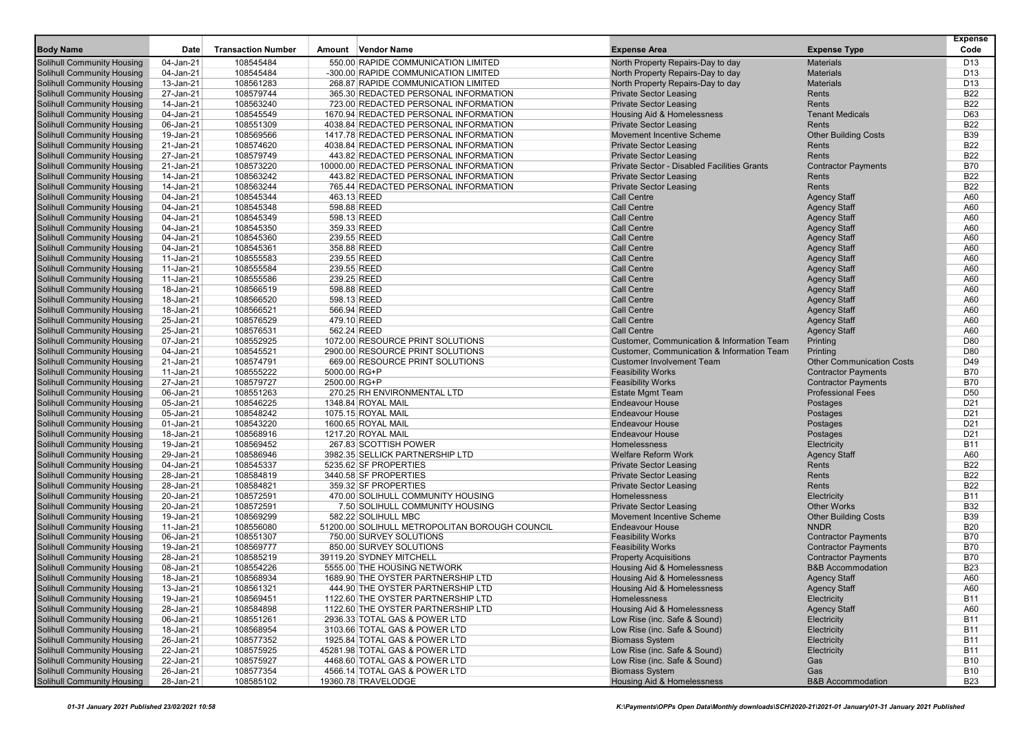| Body Name | Date | Transaction Number | Amount | Vendor Name | Expense Area | Expense Type | Expense Code |
|---|---|---|---|---|---|---|---|
| Solihull Community Housing | 04-Jan-21 | 108545484 | 550.00 | RAPIDE COMMUNICATION LIMITED | North Property Repairs-Day to day | Materials | D13 |
| Solihull Community Housing | 04-Jan-21 | 108545484 | -300.00 | RAPIDE COMMUNICATION LIMITED | North Property Repairs-Day to day | Materials | D13 |
| Solihull Community Housing | 13-Jan-21 | 108561283 | 268.87 | RAPIDE COMMUNICATION LIMITED | North Property Repairs-Day to day | Materials | D13 |
| Solihull Community Housing | 27-Jan-21 | 108579744 | 365.30 | REDACTED PERSONAL INFORMATION | Private Sector Leasing | Rents | B22 |
| Solihull Community Housing | 14-Jan-21 | 108563240 | 723.00 | REDACTED PERSONAL INFORMATION | Private Sector Leasing | Rents | B22 |
| Solihull Community Housing | 04-Jan-21 | 108545549 | 1670.94 | REDACTED PERSONAL INFORMATION | Housing Aid & Homelessness | Tenant Medicals | D63 |
| Solihull Community Housing | 06-Jan-21 | 108551309 | 4038.84 | REDACTED PERSONAL INFORMATION | Private Sector Leasing | Rents | B22 |
| Solihull Community Housing | 19-Jan-21 | 108569566 | 1417.78 | REDACTED PERSONAL INFORMATION | Movement Incentive Scheme | Other Building Costs | B39 |
| Solihull Community Housing | 21-Jan-21 | 108574620 | 4038.84 | REDACTED PERSONAL INFORMATION | Private Sector Leasing | Rents | B22 |
| Solihull Community Housing | 27-Jan-21 | 108579749 | 443.82 | REDACTED PERSONAL INFORMATION | Private Sector Leasing | Rents | B22 |
| Solihull Community Housing | 21-Jan-21 | 108573220 | 10000.00 | REDACTED PERSONAL INFORMATION | Private Sector - Disabled Facilities Grants | Contractor Payments | B70 |
| Solihull Community Housing | 14-Jan-21 | 108563242 | 443.82 | REDACTED PERSONAL INFORMATION | Private Sector Leasing | Rents | B22 |
| Solihull Community Housing | 14-Jan-21 | 108563244 | 765.44 | REDACTED PERSONAL INFORMATION | Private Sector Leasing | Rents | B22 |
| Solihull Community Housing | 04-Jan-21 | 108545344 | 463.13 | REED | Call Centre | Agency Staff | A60 |
| Solihull Community Housing | 04-Jan-21 | 108545348 | 598.88 | REED | Call Centre | Agency Staff | A60 |
| Solihull Community Housing | 04-Jan-21 | 108545349 | 598.13 | REED | Call Centre | Agency Staff | A60 |
| Solihull Community Housing | 04-Jan-21 | 108545350 | 359.33 | REED | Call Centre | Agency Staff | A60 |
| Solihull Community Housing | 04-Jan-21 | 108545360 | 239.55 | REED | Call Centre | Agency Staff | A60 |
| Solihull Community Housing | 04-Jan-21 | 108545361 | 358.88 | REED | Call Centre | Agency Staff | A60 |
| Solihull Community Housing | 11-Jan-21 | 108555583 | 239.55 | REED | Call Centre | Agency Staff | A60 |
| Solihull Community Housing | 11-Jan-21 | 108555584 | 239.55 | REED | Call Centre | Agency Staff | A60 |
| Solihull Community Housing | 11-Jan-21 | 108555586 | 239.25 | REED | Call Centre | Agency Staff | A60 |
| Solihull Community Housing | 18-Jan-21 | 108566519 | 598.88 | REED | Call Centre | Agency Staff | A60 |
| Solihull Community Housing | 18-Jan-21 | 108566520 | 598.13 | REED | Call Centre | Agency Staff | A60 |
| Solihull Community Housing | 18-Jan-21 | 108566521 | 566.94 | REED | Call Centre | Agency Staff | A60 |
| Solihull Community Housing | 25-Jan-21 | 108576529 | 479.10 | REED | Call Centre | Agency Staff | A60 |
| Solihull Community Housing | 25-Jan-21 | 108576531 | 562.24 | REED | Call Centre | Agency Staff | A60 |
| Solihull Community Housing | 07-Jan-21 | 108552925 | 1072.00 | RESOURCE PRINT SOLUTIONS | Customer, Communication & Information Team | Printing | D80 |
| Solihull Community Housing | 04-Jan-21 | 108545521 | 2900.00 | RESOURCE PRINT SOLUTIONS | Customer, Communication & Information Team | Printing | D80 |
| Solihull Community Housing | 21-Jan-21 | 108574791 | 669.00 | RESOURCE PRINT SOLUTIONS | Customer Involvement Team | Other Communication Costs | D49 |
| Solihull Community Housing | 11-Jan-21 | 108555222 | 5000.00 | RG+P | Feasibility Works | Contractor Payments | B70 |
| Solihull Community Housing | 27-Jan-21 | 108579727 | 2500.00 | RG+P | Feasibility Works | Contractor Payments | B70 |
| Solihull Community Housing | 06-Jan-21 | 108551263 | 270.25 | RH ENVIRONMENTAL LTD | Estate Mgmt Team | Professional Fees | D50 |
| Solihull Community Housing | 05-Jan-21 | 108546225 | 1348.84 | ROYAL MAIL | Endeavour House | Postages | D21 |
| Solihull Community Housing | 05-Jan-21 | 108548242 | 1075.15 | ROYAL MAIL | Endeavour House | Postages | D21 |
| Solihull Community Housing | 01-Jan-21 | 108543220 | 1600.65 | ROYAL MAIL | Endeavour House | Postages | D21 |
| Solihull Community Housing | 18-Jan-21 | 108568916 | 1217.20 | ROYAL MAIL | Endeavour House | Postages | D21 |
| Solihull Community Housing | 19-Jan-21 | 108569452 | 267.83 | SCOTTISH POWER | Homelessness | Electricity | B11 |
| Solihull Community Housing | 29-Jan-21 | 108586946 | 3982.35 | SELLICK PARTNERSHIP LTD | Welfare Reform Work | Agency Staff | A60 |
| Solihull Community Housing | 04-Jan-21 | 108545337 | 5235.62 | SF PROPERTIES | Private Sector Leasing | Rents | B22 |
| Solihull Community Housing | 28-Jan-21 | 108584819 | 3440.58 | SF PROPERTIES | Private Sector Leasing | Rents | B22 |
| Solihull Community Housing | 28-Jan-21 | 108584821 | 359.32 | SF PROPERTIES | Private Sector Leasing | Rents | B22 |
| Solihull Community Housing | 20-Jan-21 | 108572591 | 470.00 | SOLIHULL COMMUNITY HOUSING | Homelessness | Electricity | B11 |
| Solihull Community Housing | 20-Jan-21 | 108572591 | 7.50 | SOLIHULL COMMUNITY HOUSING | Private Sector Leasing | Other Works | B32 |
| Solihull Community Housing | 19-Jan-21 | 108569299 | 582.22 | SOLIHULL MBC | Movement Incentive Scheme | Other Building Costs | B39 |
| Solihull Community Housing | 11-Jan-21 | 108556080 | 51200.00 | SOLIHULL METROPOLITAN BOROUGH COUNCIL | Endeavour House | NNDR | B20 |
| Solihull Community Housing | 06-Jan-21 | 108551307 | 750.00 | SURVEY SOLUTIONS | Feasibility Works | Contractor Payments | B70 |
| Solihull Community Housing | 19-Jan-21 | 108569777 | 850.00 | SURVEY SOLUTIONS | Feasibility Works | Contractor Payments | B70 |
| Solihull Community Housing | 28-Jan-21 | 108585219 | 39119.20 | SYDNEY MITCHELL | Property Acquisitions | Contractor Payments | B70 |
| Solihull Community Housing | 08-Jan-21 | 108554226 | 5555.00 | THE HOUSING NETWORK | Housing Aid & Homelessness | B&B Accommodation | B23 |
| Solihull Community Housing | 18-Jan-21 | 108568934 | 1689.90 | THE OYSTER PARTNERSHIP LTD | Housing Aid & Homelessness | Agency Staff | A60 |
| Solihull Community Housing | 13-Jan-21 | 108561321 | 444.90 | THE OYSTER PARTNERSHIP LTD | Housing Aid & Homelessness | Agency Staff | A60 |
| Solihull Community Housing | 19-Jan-21 | 108569451 | 1122.60 | THE OYSTER PARTNERSHIP LTD | Homelessness | Electricity | B11 |
| Solihull Community Housing | 28-Jan-21 | 108584898 | 1122.60 | THE OYSTER PARTNERSHIP LTD | Housing Aid & Homelessness | Agency Staff | A60 |
| Solihull Community Housing | 06-Jan-21 | 108551261 | 2936.33 | TOTAL GAS & POWER LTD | Low Rise (inc. Safe & Sound) | Electricity | B11 |
| Solihull Community Housing | 18-Jan-21 | 108568954 | 3103.66 | TOTAL GAS & POWER LTD | Low Rise (inc. Safe & Sound) | Electricity | B11 |
| Solihull Community Housing | 26-Jan-21 | 108577352 | 1925.84 | TOTAL GAS & POWER LTD | Biomass System | Electricity | B11 |
| Solihull Community Housing | 22-Jan-21 | 108575925 | 45281.98 | TOTAL GAS & POWER LTD | Low Rise (inc. Safe & Sound) | Electricity | B11 |
| Solihull Community Housing | 22-Jan-21 | 108575927 | 4468.60 | TOTAL GAS & POWER LTD | Low Rise (inc. Safe & Sound) | Gas | B10 |
| Solihull Community Housing | 26-Jan-21 | 108577354 | 4566.14 | TOTAL GAS & POWER LTD | Biomass System | Gas | B10 |
| Solihull Community Housing | 28-Jan-21 | 108585102 | 19360.78 | TRAVELODGE | Housing Aid & Homelessness | B&B Accommodation | B23 |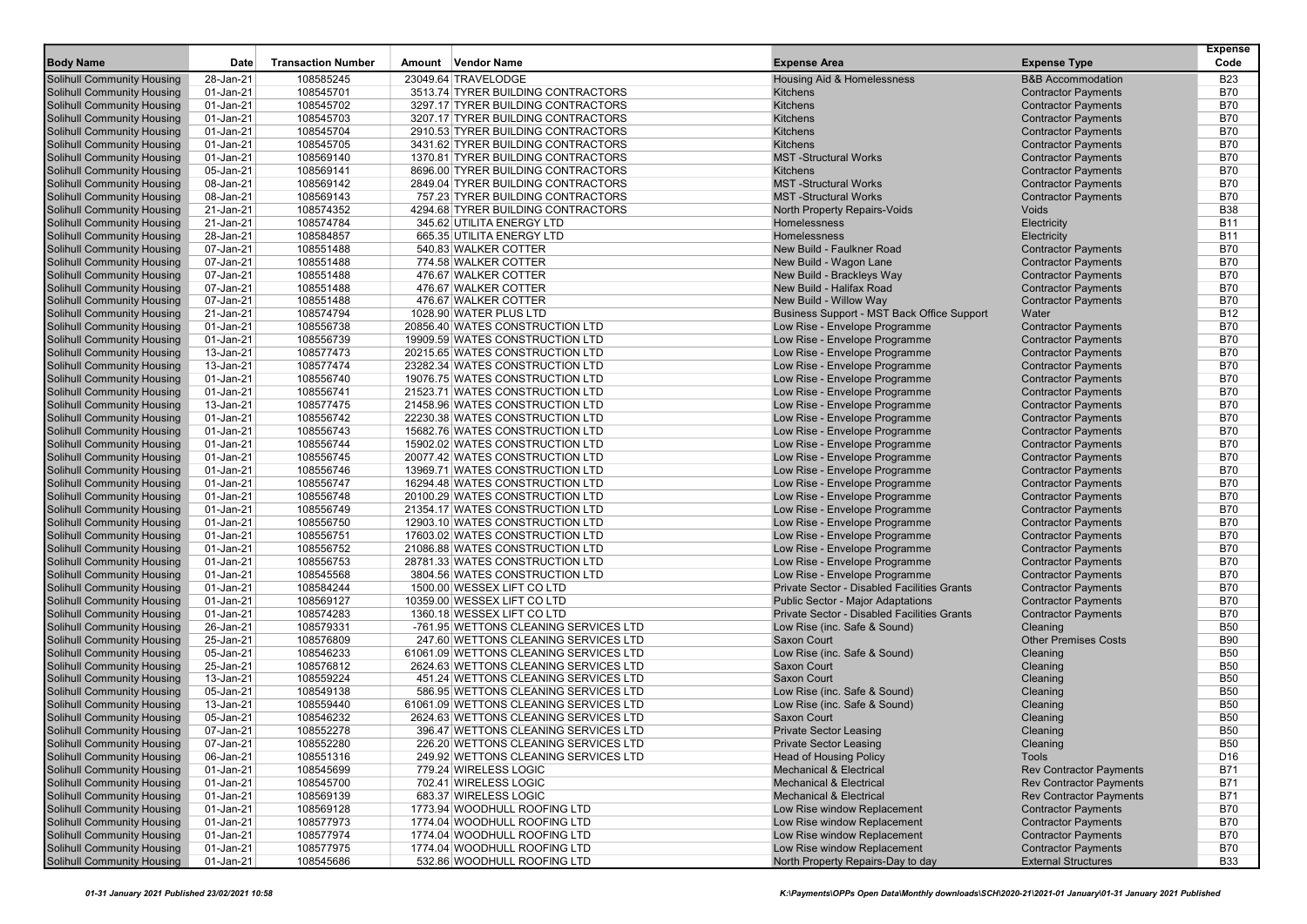| Body Name | Date | Transaction Number | Amount | Vendor Name | Expense Area | Expense Type | Expense Code |
|---|---|---|---|---|---|---|---|
| Solihull Community Housing | 28-Jan-21 | 108585245 | 23049.64 | TRAVELODGE | Housing Aid & Homelessness | B&B Accommodation | B23 |
| Solihull Community Housing | 01-Jan-21 | 108545701 | 3513.74 | TYRER BUILDING CONTRACTORS | Kitchens | Contractor Payments | B70 |
| Solihull Community Housing | 01-Jan-21 | 108545702 | 3297.17 | TYRER BUILDING CONTRACTORS | Kitchens | Contractor Payments | B70 |
| Solihull Community Housing | 01-Jan-21 | 108545703 | 3207.17 | TYRER BUILDING CONTRACTORS | Kitchens | Contractor Payments | B70 |
| Solihull Community Housing | 01-Jan-21 | 108545704 | 2910.53 | TYRER BUILDING CONTRACTORS | Kitchens | Contractor Payments | B70 |
| Solihull Community Housing | 01-Jan-21 | 108545705 | 3431.62 | TYRER BUILDING CONTRACTORS | Kitchens | Contractor Payments | B70 |
| Solihull Community Housing | 01-Jan-21 | 108569140 | 1370.81 | TYRER BUILDING CONTRACTORS | MST -Structural Works | Contractor Payments | B70 |
| Solihull Community Housing | 05-Jan-21 | 108569141 | 8696.00 | TYRER BUILDING CONTRACTORS | Kitchens | Contractor Payments | B70 |
| Solihull Community Housing | 08-Jan-21 | 108569142 | 2849.04 | TYRER BUILDING CONTRACTORS | MST -Structural Works | Contractor Payments | B70 |
| Solihull Community Housing | 08-Jan-21 | 108569143 | 757.23 | TYRER BUILDING CONTRACTORS | MST -Structural Works | Contractor Payments | B70 |
| Solihull Community Housing | 21-Jan-21 | 108574352 | 4294.68 | TYRER BUILDING CONTRACTORS | North Property Repairs-Voids | Voids | B38 |
| Solihull Community Housing | 21-Jan-21 | 108574784 | 345.62 | UTILITA ENERGY LTD | Homelessness | Electricity | B11 |
| Solihull Community Housing | 28-Jan-21 | 108584857 | 665.35 | UTILITA ENERGY LTD | Homelessness | Electricity | B11 |
| Solihull Community Housing | 07-Jan-21 | 108551488 | 540.83 | WALKER COTTER | New Build - Faulkner Road | Contractor Payments | B70 |
| Solihull Community Housing | 07-Jan-21 | 108551488 | 774.58 | WALKER COTTER | New Build - Wagon Lane | Contractor Payments | B70 |
| Solihull Community Housing | 07-Jan-21 | 108551488 | 476.67 | WALKER COTTER | New Build - Brackleys Way | Contractor Payments | B70 |
| Solihull Community Housing | 07-Jan-21 | 108551488 | 476.67 | WALKER COTTER | New Build - Halifax Road | Contractor Payments | B70 |
| Solihull Community Housing | 07-Jan-21 | 108551488 | 476.67 | WALKER COTTER | New Build - Willow Way | Contractor Payments | B70 |
| Solihull Community Housing | 21-Jan-21 | 108574794 | 1028.90 | WATER PLUS LTD | Business Support - MST Back Office Support | Water | B12 |
| Solihull Community Housing | 01-Jan-21 | 108556738 | 20856.40 | WATES CONSTRUCTION LTD | Low Rise - Envelope Programme | Contractor Payments | B70 |
| Solihull Community Housing | 01-Jan-21 | 108556739 | 19909.59 | WATES CONSTRUCTION LTD | Low Rise - Envelope Programme | Contractor Payments | B70 |
| Solihull Community Housing | 13-Jan-21 | 108577473 | 20215.65 | WATES CONSTRUCTION LTD | Low Rise - Envelope Programme | Contractor Payments | B70 |
| Solihull Community Housing | 13-Jan-21 | 108577474 | 23282.34 | WATES CONSTRUCTION LTD | Low Rise - Envelope Programme | Contractor Payments | B70 |
| Solihull Community Housing | 01-Jan-21 | 108556740 | 19076.75 | WATES CONSTRUCTION LTD | Low Rise - Envelope Programme | Contractor Payments | B70 |
| Solihull Community Housing | 01-Jan-21 | 108556741 | 21523.71 | WATES CONSTRUCTION LTD | Low Rise - Envelope Programme | Contractor Payments | B70 |
| Solihull Community Housing | 13-Jan-21 | 108577475 | 21458.96 | WATES CONSTRUCTION LTD | Low Rise - Envelope Programme | Contractor Payments | B70 |
| Solihull Community Housing | 01-Jan-21 | 108556742 | 22230.38 | WATES CONSTRUCTION LTD | Low Rise - Envelope Programme | Contractor Payments | B70 |
| Solihull Community Housing | 01-Jan-21 | 108556743 | 15682.76 | WATES CONSTRUCTION LTD | Low Rise - Envelope Programme | Contractor Payments | B70 |
| Solihull Community Housing | 01-Jan-21 | 108556744 | 15902.02 | WATES CONSTRUCTION LTD | Low Rise - Envelope Programme | Contractor Payments | B70 |
| Solihull Community Housing | 01-Jan-21 | 108556745 | 20077.42 | WATES CONSTRUCTION LTD | Low Rise - Envelope Programme | Contractor Payments | B70 |
| Solihull Community Housing | 01-Jan-21 | 108556746 | 13969.71 | WATES CONSTRUCTION LTD | Low Rise - Envelope Programme | Contractor Payments | B70 |
| Solihull Community Housing | 01-Jan-21 | 108556747 | 16294.48 | WATES CONSTRUCTION LTD | Low Rise - Envelope Programme | Contractor Payments | B70 |
| Solihull Community Housing | 01-Jan-21 | 108556748 | 20100.29 | WATES CONSTRUCTION LTD | Low Rise - Envelope Programme | Contractor Payments | B70 |
| Solihull Community Housing | 01-Jan-21 | 108556749 | 21354.17 | WATES CONSTRUCTION LTD | Low Rise - Envelope Programme | Contractor Payments | B70 |
| Solihull Community Housing | 01-Jan-21 | 108556750 | 12903.10 | WATES CONSTRUCTION LTD | Low Rise - Envelope Programme | Contractor Payments | B70 |
| Solihull Community Housing | 01-Jan-21 | 108556751 | 17603.02 | WATES CONSTRUCTION LTD | Low Rise - Envelope Programme | Contractor Payments | B70 |
| Solihull Community Housing | 01-Jan-21 | 108556752 | 21086.88 | WATES CONSTRUCTION LTD | Low Rise - Envelope Programme | Contractor Payments | B70 |
| Solihull Community Housing | 01-Jan-21 | 108556753 | 28781.33 | WATES CONSTRUCTION LTD | Low Rise - Envelope Programme | Contractor Payments | B70 |
| Solihull Community Housing | 01-Jan-21 | 108545568 | 3804.56 | WATES CONSTRUCTION LTD | Low Rise - Envelope Programme | Contractor Payments | B70 |
| Solihull Community Housing | 01-Jan-21 | 108584244 | 1500.00 | WESSEX LIFT CO LTD | Private Sector - Disabled Facilities Grants | Contractor Payments | B70 |
| Solihull Community Housing | 01-Jan-21 | 108569127 | 10359.00 | WESSEX LIFT CO LTD | Public Sector - Major Adaptations | Contractor Payments | B70 |
| Solihull Community Housing | 01-Jan-21 | 108574283 | 1360.18 | WESSEX LIFT CO LTD | Private Sector - Disabled Facilities Grants | Contractor Payments | B70 |
| Solihull Community Housing | 26-Jan-21 | 108579331 | -761.95 | WETTONS CLEANING SERVICES LTD | Low Rise (inc. Safe & Sound) | Cleaning | B50 |
| Solihull Community Housing | 25-Jan-21 | 108576809 | 247.60 | WETTONS CLEANING SERVICES LTD | Saxon Court | Other Premises Costs | B90 |
| Solihull Community Housing | 05-Jan-21 | 108546233 | 61061.09 | WETTONS CLEANING SERVICES LTD | Low Rise (inc. Safe & Sound) | Cleaning | B50 |
| Solihull Community Housing | 25-Jan-21 | 108576812 | 2624.63 | WETTONS CLEANING SERVICES LTD | Saxon Court | Cleaning | B50 |
| Solihull Community Housing | 13-Jan-21 | 108559224 | 451.24 | WETTONS CLEANING SERVICES LTD | Saxon Court | Cleaning | B50 |
| Solihull Community Housing | 05-Jan-21 | 108549138 | 586.95 | WETTONS CLEANING SERVICES LTD | Low Rise (inc. Safe & Sound) | Cleaning | B50 |
| Solihull Community Housing | 13-Jan-21 | 108559440 | 61061.09 | WETTONS CLEANING SERVICES LTD | Low Rise (inc. Safe & Sound) | Cleaning | B50 |
| Solihull Community Housing | 05-Jan-21 | 108546232 | 2624.63 | WETTONS CLEANING SERVICES LTD | Saxon Court | Cleaning | B50 |
| Solihull Community Housing | 07-Jan-21 | 108552278 | 396.47 | WETTONS CLEANING SERVICES LTD | Private Sector Leasing | Cleaning | B50 |
| Solihull Community Housing | 07-Jan-21 | 108552280 | 226.20 | WETTONS CLEANING SERVICES LTD | Private Sector Leasing | Cleaning | B50 |
| Solihull Community Housing | 06-Jan-21 | 108551316 | 249.92 | WETTONS CLEANING SERVICES LTD | Head of Housing Policy | Tools | D16 |
| Solihull Community Housing | 01-Jan-21 | 108545699 | 779.24 | WIRELESS LOGIC | Mechanical & Electrical | Rev Contractor Payments | B71 |
| Solihull Community Housing | 01-Jan-21 | 108545700 | 702.41 | WIRELESS LOGIC | Mechanical & Electrical | Rev Contractor Payments | B71 |
| Solihull Community Housing | 01-Jan-21 | 108569139 | 683.37 | WIRELESS LOGIC | Mechanical & Electrical | Rev Contractor Payments | B71 |
| Solihull Community Housing | 01-Jan-21 | 108569128 | 1773.94 | WOODHULL ROOFING LTD | Low Rise window Replacement | Contractor Payments | B70 |
| Solihull Community Housing | 01-Jan-21 | 108577973 | 1774.04 | WOODHULL ROOFING LTD | Low Rise window Replacement | Contractor Payments | B70 |
| Solihull Community Housing | 01-Jan-21 | 108577974 | 1774.04 | WOODHULL ROOFING LTD | Low Rise window Replacement | Contractor Payments | B70 |
| Solihull Community Housing | 01-Jan-21 | 108577975 | 1774.04 | WOODHULL ROOFING LTD | Low Rise window Replacement | Contractor Payments | B70 |
| Solihull Community Housing | 01-Jan-21 | 108545686 | 532.86 | WOODHULL ROOFING LTD | North Property Repairs-Day to day | External Structures | B33 |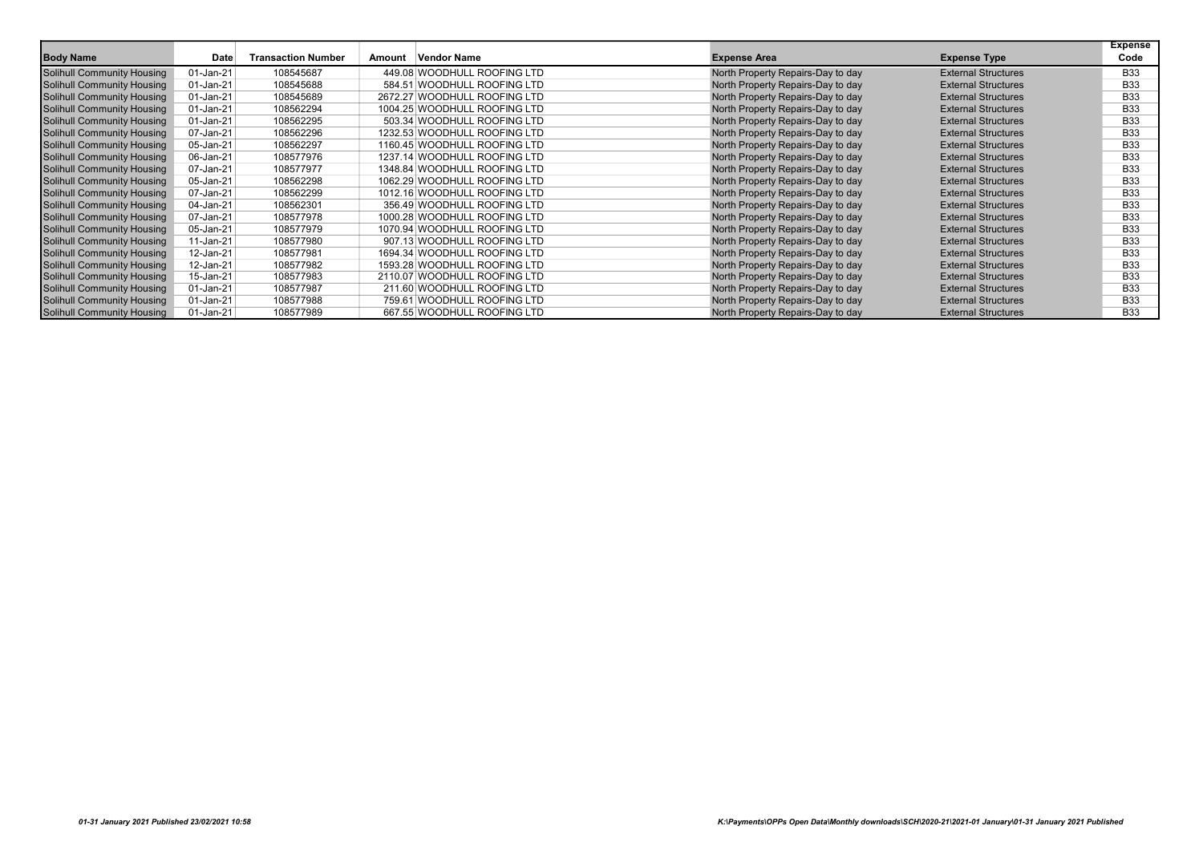| Body Name | Date | Transaction Number | Amount | Vendor Name | Expense Area | Expense Type | Expense Code |
|---|---|---|---|---|---|---|---|
| Solihull Community Housing | 01-Jan-21 | 108545687 | 449.08 | WOODHULL ROOFING LTD | North Property Repairs-Day to day | External Structures | B33 |
| Solihull Community Housing | 01-Jan-21 | 108545688 | 584.51 | WOODHULL ROOFING LTD | North Property Repairs-Day to day | External Structures | B33 |
| Solihull Community Housing | 01-Jan-21 | 108545689 | 2672.27 | WOODHULL ROOFING LTD | North Property Repairs-Day to day | External Structures | B33 |
| Solihull Community Housing | 01-Jan-21 | 108562294 | 1004.25 | WOODHULL ROOFING LTD | North Property Repairs-Day to day | External Structures | B33 |
| Solihull Community Housing | 01-Jan-21 | 108562295 | 503.34 | WOODHULL ROOFING LTD | North Property Repairs-Day to day | External Structures | B33 |
| Solihull Community Housing | 07-Jan-21 | 108562296 | 1232.53 | WOODHULL ROOFING LTD | North Property Repairs-Day to day | External Structures | B33 |
| Solihull Community Housing | 05-Jan-21 | 108562297 | 1160.45 | WOODHULL ROOFING LTD | North Property Repairs-Day to day | External Structures | B33 |
| Solihull Community Housing | 06-Jan-21 | 108577976 | 1237.14 | WOODHULL ROOFING LTD | North Property Repairs-Day to day | External Structures | B33 |
| Solihull Community Housing | 07-Jan-21 | 108577977 | 1348.84 | WOODHULL ROOFING LTD | North Property Repairs-Day to day | External Structures | B33 |
| Solihull Community Housing | 05-Jan-21 | 108562298 | 1062.29 | WOODHULL ROOFING LTD | North Property Repairs-Day to day | External Structures | B33 |
| Solihull Community Housing | 07-Jan-21 | 108562299 | 1012.16 | WOODHULL ROOFING LTD | North Property Repairs-Day to day | External Structures | B33 |
| Solihull Community Housing | 04-Jan-21 | 108562301 | 356.49 | WOODHULL ROOFING LTD | North Property Repairs-Day to day | External Structures | B33 |
| Solihull Community Housing | 07-Jan-21 | 108577978 | 1000.28 | WOODHULL ROOFING LTD | North Property Repairs-Day to day | External Structures | B33 |
| Solihull Community Housing | 05-Jan-21 | 108577979 | 1070.94 | WOODHULL ROOFING LTD | North Property Repairs-Day to day | External Structures | B33 |
| Solihull Community Housing | 11-Jan-21 | 108577980 | 907.13 | WOODHULL ROOFING LTD | North Property Repairs-Day to day | External Structures | B33 |
| Solihull Community Housing | 12-Jan-21 | 108577981 | 1694.34 | WOODHULL ROOFING LTD | North Property Repairs-Day to day | External Structures | B33 |
| Solihull Community Housing | 12-Jan-21 | 108577982 | 1593.28 | WOODHULL ROOFING LTD | North Property Repairs-Day to day | External Structures | B33 |
| Solihull Community Housing | 15-Jan-21 | 108577983 | 2110.07 | WOODHULL ROOFING LTD | North Property Repairs-Day to day | External Structures | B33 |
| Solihull Community Housing | 01-Jan-21 | 108577987 | 211.60 | WOODHULL ROOFING LTD | North Property Repairs-Day to day | External Structures | B33 |
| Solihull Community Housing | 01-Jan-21 | 108577988 | 759.61 | WOODHULL ROOFING LTD | North Property Repairs-Day to day | External Structures | B33 |
| Solihull Community Housing | 01-Jan-21 | 108577989 | 667.55 | WOODHULL ROOFING LTD | North Property Repairs-Day to day | External Structures | B33 |